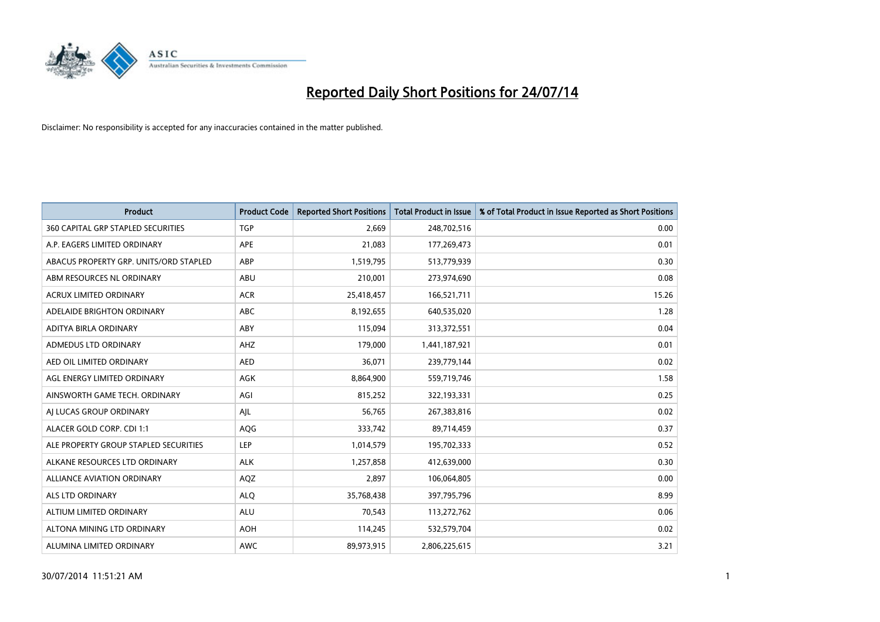# Reported Daily Short Positions for 24/07/14

Disclaimer: No responsibility is accepted for any inaccuracies contained in the matter published.

| Product | Product Code | Reported Short Positions | Total Product in Issue | % of Total Product in Issue Reported as Short Positions |
|---|---|---|---|---|
| 360 CAPITAL GRP STAPLED SECURITIES | TGP | 2,669 | 248,702,516 | 0.00 |
| A.P. EAGERS LIMITED ORDINARY | APE | 21,083 | 177,269,473 | 0.01 |
| ABACUS PROPERTY GRP. UNITS/ORD STAPLED | ABP | 1,519,795 | 513,779,939 | 0.30 |
| ABM RESOURCES NL ORDINARY | ABU | 210,001 | 273,974,690 | 0.08 |
| ACRUX LIMITED ORDINARY | ACR | 25,418,457 | 166,521,711 | 15.26 |
| ADELAIDE BRIGHTON ORDINARY | ABC | 8,192,655 | 640,535,020 | 1.28 |
| ADITYA BIRLA ORDINARY | ABY | 115,094 | 313,372,551 | 0.04 |
| ADMEDUS LTD ORDINARY | AHZ | 179,000 | 1,441,187,921 | 0.01 |
| AED OIL LIMITED ORDINARY | AED | 36,071 | 239,779,144 | 0.02 |
| AGL ENERGY LIMITED ORDINARY | AGK | 8,864,900 | 559,719,746 | 1.58 |
| AINSWORTH GAME TECH. ORDINARY | AGI | 815,252 | 322,193,331 | 0.25 |
| AJ LUCAS GROUP ORDINARY | AJL | 56,765 | 267,383,816 | 0.02 |
| ALACER GOLD CORP. CDI 1:1 | AQG | 333,742 | 89,714,459 | 0.37 |
| ALE PROPERTY GROUP STAPLED SECURITIES | LEP | 1,014,579 | 195,702,333 | 0.52 |
| ALKANE RESOURCES LTD ORDINARY | ALK | 1,257,858 | 412,639,000 | 0.30 |
| ALLIANCE AVIATION ORDINARY | AQZ | 2,897 | 106,064,805 | 0.00 |
| ALS LTD ORDINARY | ALQ | 35,768,438 | 397,795,796 | 8.99 |
| ALTIUM LIMITED ORDINARY | ALU | 70,543 | 113,272,762 | 0.06 |
| ALTONA MINING LTD ORDINARY | AOH | 114,245 | 532,579,704 | 0.02 |
| ALUMINA LIMITED ORDINARY | AWC | 89,973,915 | 2,806,225,615 | 3.21 |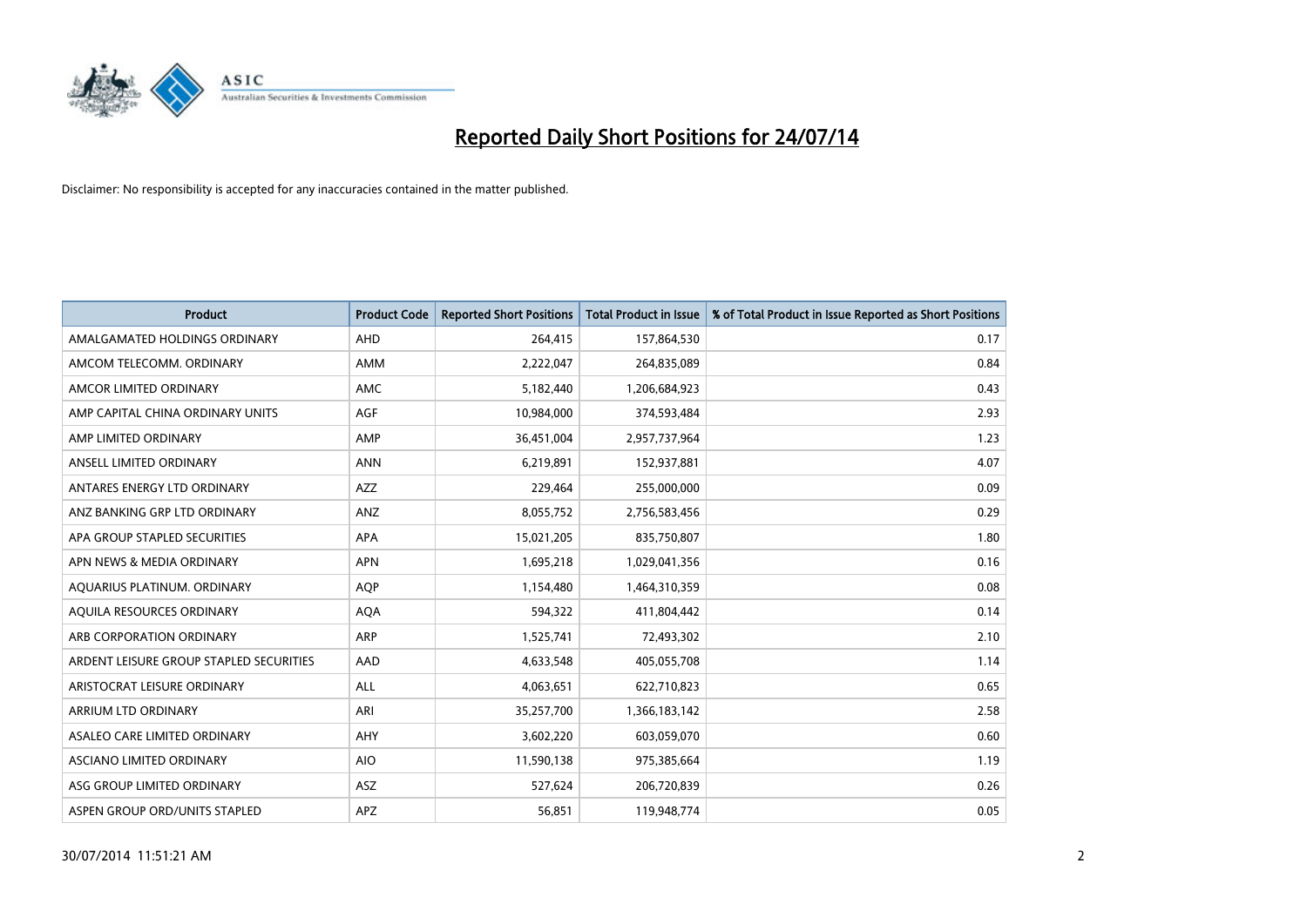# Reported Daily Short Positions for 24/07/14

Disclaimer: No responsibility is accepted for any inaccuracies contained in the matter published.

| Product | Product Code | Reported Short Positions | Total Product in Issue | % of Total Product in Issue Reported as Short Positions |
|---|---|---|---|---|
| AMALGAMATED HOLDINGS ORDINARY | AHD | 264,415 | 157,864,530 | 0.17 |
| AMCOM TELECOMM. ORDINARY | AMM | 2,222,047 | 264,835,089 | 0.84 |
| AMCOR LIMITED ORDINARY | AMC | 5,182,440 | 1,206,684,923 | 0.43 |
| AMP CAPITAL CHINA ORDINARY UNITS | AGF | 10,984,000 | 374,593,484 | 2.93 |
| AMP LIMITED ORDINARY | AMP | 36,451,004 | 2,957,737,964 | 1.23 |
| ANSELL LIMITED ORDINARY | ANN | 6,219,891 | 152,937,881 | 4.07 |
| ANTARES ENERGY LTD ORDINARY | AZZ | 229,464 | 255,000,000 | 0.09 |
| ANZ BANKING GRP LTD ORDINARY | ANZ | 8,055,752 | 2,756,583,456 | 0.29 |
| APA GROUP STAPLED SECURITIES | APA | 15,021,205 | 835,750,807 | 1.80 |
| APN NEWS & MEDIA ORDINARY | APN | 1,695,218 | 1,029,041,356 | 0.16 |
| AQUARIUS PLATINUM. ORDINARY | AQP | 1,154,480 | 1,464,310,359 | 0.08 |
| AQUILA RESOURCES ORDINARY | AQA | 594,322 | 411,804,442 | 0.14 |
| ARB CORPORATION ORDINARY | ARP | 1,525,741 | 72,493,302 | 2.10 |
| ARDENT LEISURE GROUP STAPLED SECURITIES | AAD | 4,633,548 | 405,055,708 | 1.14 |
| ARISTOCRAT LEISURE ORDINARY | ALL | 4,063,651 | 622,710,823 | 0.65 |
| ARRIUM LTD ORDINARY | ARI | 35,257,700 | 1,366,183,142 | 2.58 |
| ASALEO CARE LIMITED ORDINARY | AHY | 3,602,220 | 603,059,070 | 0.60 |
| ASCIANO LIMITED ORDINARY | AIO | 11,590,138 | 975,385,664 | 1.19 |
| ASG GROUP LIMITED ORDINARY | ASZ | 527,624 | 206,720,839 | 0.26 |
| ASPEN GROUP ORD/UNITS STAPLED | APZ | 56,851 | 119,948,774 | 0.05 |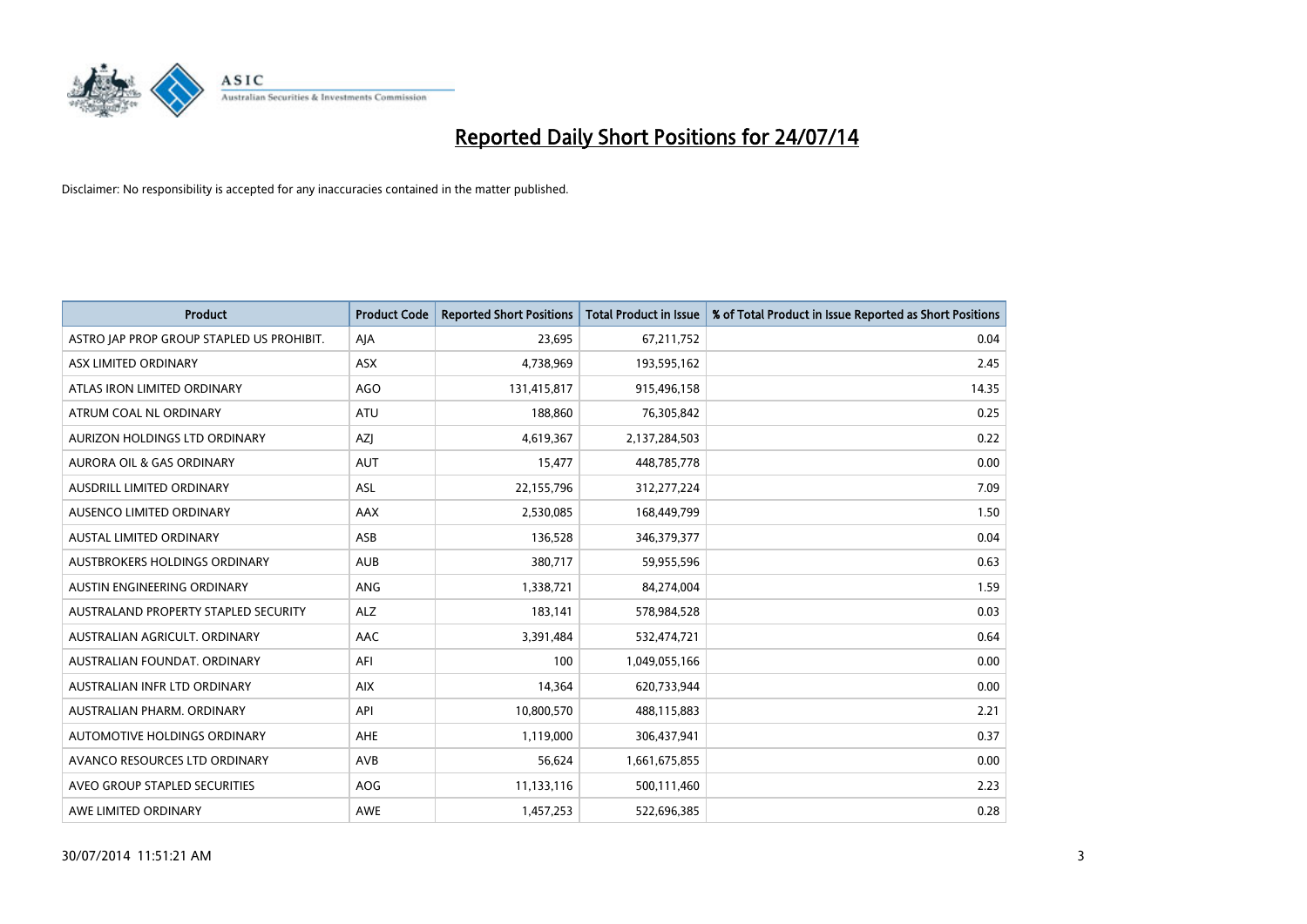# Reported Daily Short Positions for 24/07/14

Disclaimer: No responsibility is accepted for any inaccuracies contained in the matter published.

| Product | Product Code | Reported Short Positions | Total Product in Issue | % of Total Product in Issue Reported as Short Positions |
|---|---|---|---|---|
| ASTRO JAP PROP GROUP STAPLED US PROHIBIT. | AJA | 23,695 | 67,211,752 | 0.04 |
| ASX LIMITED ORDINARY | ASX | 4,738,969 | 193,595,162 | 2.45 |
| ATLAS IRON LIMITED ORDINARY | AGO | 131,415,817 | 915,496,158 | 14.35 |
| ATRUM COAL NL ORDINARY | ATU | 188,860 | 76,305,842 | 0.25 |
| AURIZON HOLDINGS LTD ORDINARY | AZJ | 4,619,367 | 2,137,284,503 | 0.22 |
| AURORA OIL & GAS ORDINARY | AUT | 15,477 | 448,785,778 | 0.00 |
| AUSDRILL LIMITED ORDINARY | ASL | 22,155,796 | 312,277,224 | 7.09 |
| AUSENCO LIMITED ORDINARY | AAX | 2,530,085 | 168,449,799 | 1.50 |
| AUSTAL LIMITED ORDINARY | ASB | 136,528 | 346,379,377 | 0.04 |
| AUSTBROKERS HOLDINGS ORDINARY | AUB | 380,717 | 59,955,596 | 0.63 |
| AUSTIN ENGINEERING ORDINARY | ANG | 1,338,721 | 84,274,004 | 1.59 |
| AUSTRALAND PROPERTY STAPLED SECURITY | ALZ | 183,141 | 578,984,528 | 0.03 |
| AUSTRALIAN AGRICULT. ORDINARY | AAC | 3,391,484 | 532,474,721 | 0.64 |
| AUSTRALIAN FOUNDAT. ORDINARY | AFI | 100 | 1,049,055,166 | 0.00 |
| AUSTRALIAN INFR LTD ORDINARY | AIX | 14,364 | 620,733,944 | 0.00 |
| AUSTRALIAN PHARM. ORDINARY | API | 10,800,570 | 488,115,883 | 2.21 |
| AUTOMOTIVE HOLDINGS ORDINARY | AHE | 1,119,000 | 306,437,941 | 0.37 |
| AVANCO RESOURCES LTD ORDINARY | AVB | 56,624 | 1,661,675,855 | 0.00 |
| AVEO GROUP STAPLED SECURITIES | AOG | 11,133,116 | 500,111,460 | 2.23 |
| AWE LIMITED ORDINARY | AWE | 1,457,253 | 522,696,385 | 0.28 |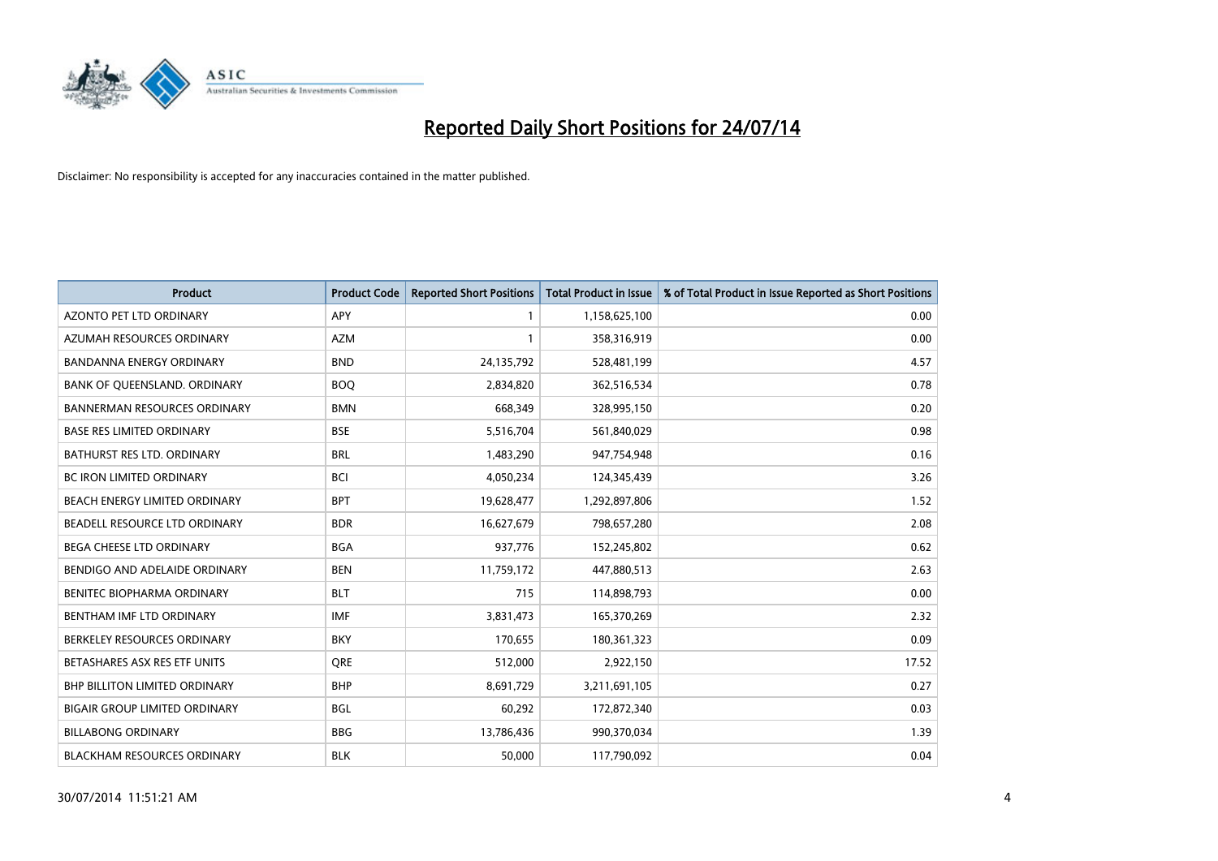# Reported Daily Short Positions for 24/07/14

Disclaimer: No responsibility is accepted for any inaccuracies contained in the matter published.

| Product | Product Code | Reported Short Positions | Total Product in Issue | % of Total Product in Issue Reported as Short Positions |
|---|---|---|---|---|
| AZONTO PET LTD ORDINARY | APY | 1 | 1,158,625,100 | 0.00 |
| AZUMAH RESOURCES ORDINARY | AZM | 1 | 358,316,919 | 0.00 |
| BANDANNA ENERGY ORDINARY | BND | 24,135,792 | 528,481,199 | 4.57 |
| BANK OF QUEENSLAND. ORDINARY | BOQ | 2,834,820 | 362,516,534 | 0.78 |
| BANNERMAN RESOURCES ORDINARY | BMN | 668,349 | 328,995,150 | 0.20 |
| BASE RES LIMITED ORDINARY | BSE | 5,516,704 | 561,840,029 | 0.98 |
| BATHURST RES LTD. ORDINARY | BRL | 1,483,290 | 947,754,948 | 0.16 |
| BC IRON LIMITED ORDINARY | BCI | 4,050,234 | 124,345,439 | 3.26 |
| BEACH ENERGY LIMITED ORDINARY | BPT | 19,628,477 | 1,292,897,806 | 1.52 |
| BEADELL RESOURCE LTD ORDINARY | BDR | 16,627,679 | 798,657,280 | 2.08 |
| BEGA CHEESE LTD ORDINARY | BGA | 937,776 | 152,245,802 | 0.62 |
| BENDIGO AND ADELAIDE ORDINARY | BEN | 11,759,172 | 447,880,513 | 2.63 |
| BENITEC BIOPHARMA ORDINARY | BLT | 715 | 114,898,793 | 0.00 |
| BENTHAM IMF LTD ORDINARY | IMF | 3,831,473 | 165,370,269 | 2.32 |
| BERKELEY RESOURCES ORDINARY | BKY | 170,655 | 180,361,323 | 0.09 |
| BETASHARES ASX RES ETF UNITS | QRE | 512,000 | 2,922,150 | 17.52 |
| BHP BILLITON LIMITED ORDINARY | BHP | 8,691,729 | 3,211,691,105 | 0.27 |
| BIGAIR GROUP LIMITED ORDINARY | BGL | 60,292 | 172,872,340 | 0.03 |
| BILLABONG ORDINARY | BBG | 13,786,436 | 990,370,034 | 1.39 |
| BLACKHAM RESOURCES ORDINARY | BLK | 50,000 | 117,790,092 | 0.04 |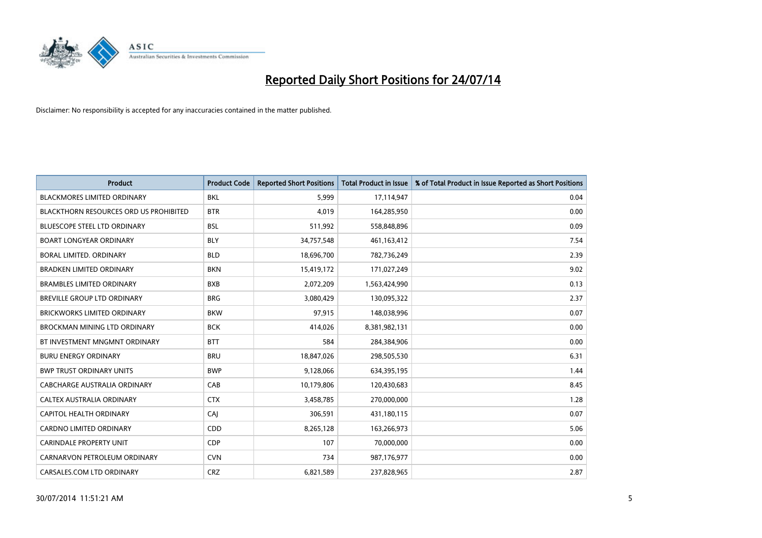# Reported Daily Short Positions for 24/07/14

Disclaimer: No responsibility is accepted for any inaccuracies contained in the matter published.

| Product | Product Code | Reported Short Positions | Total Product in Issue | % of Total Product in Issue Reported as Short Positions |
|---|---|---|---|---|
| BLACKMORES LIMITED ORDINARY | BKL | 5,999 | 17,114,947 | 0.04 |
| BLACKTHORN RESOURCES ORD US PROHIBITED | BTR | 4,019 | 164,285,950 | 0.00 |
| BLUESCOPE STEEL LTD ORDINARY | BSL | 511,992 | 558,848,896 | 0.09 |
| BOART LONGYEAR ORDINARY | BLY | 34,757,548 | 461,163,412 | 7.54 |
| BORAL LIMITED. ORDINARY | BLD | 18,696,700 | 782,736,249 | 2.39 |
| BRADKEN LIMITED ORDINARY | BKN | 15,419,172 | 171,027,249 | 9.02 |
| BRAMBLES LIMITED ORDINARY | BXB | 2,072,209 | 1,563,424,990 | 0.13 |
| BREVILLE GROUP LTD ORDINARY | BRG | 3,080,429 | 130,095,322 | 2.37 |
| BRICKWORKS LIMITED ORDINARY | BKW | 97,915 | 148,038,996 | 0.07 |
| BROCKMAN MINING LTD ORDINARY | BCK | 414,026 | 8,381,982,131 | 0.00 |
| BT INVESTMENT MNGMNT ORDINARY | BTT | 584 | 284,384,906 | 0.00 |
| BURU ENERGY ORDINARY | BRU | 18,847,026 | 298,505,530 | 6.31 |
| BWP TRUST ORDINARY UNITS | BWP | 9,128,066 | 634,395,195 | 1.44 |
| CABCHARGE AUSTRALIA ORDINARY | CAB | 10,179,806 | 120,430,683 | 8.45 |
| CALTEX AUSTRALIA ORDINARY | CTX | 3,458,785 | 270,000,000 | 1.28 |
| CAPITOL HEALTH ORDINARY | CAJ | 306,591 | 431,180,115 | 0.07 |
| CARDNO LIMITED ORDINARY | CDD | 8,265,128 | 163,266,973 | 5.06 |
| CARINDALE PROPERTY UNIT | CDP | 107 | 70,000,000 | 0.00 |
| CARNARVON PETROLEUM ORDINARY | CVN | 734 | 987,176,977 | 0.00 |
| CARSALES.COM LTD ORDINARY | CRZ | 6,821,589 | 237,828,965 | 2.87 |

30/07/2014 11:51:21 AM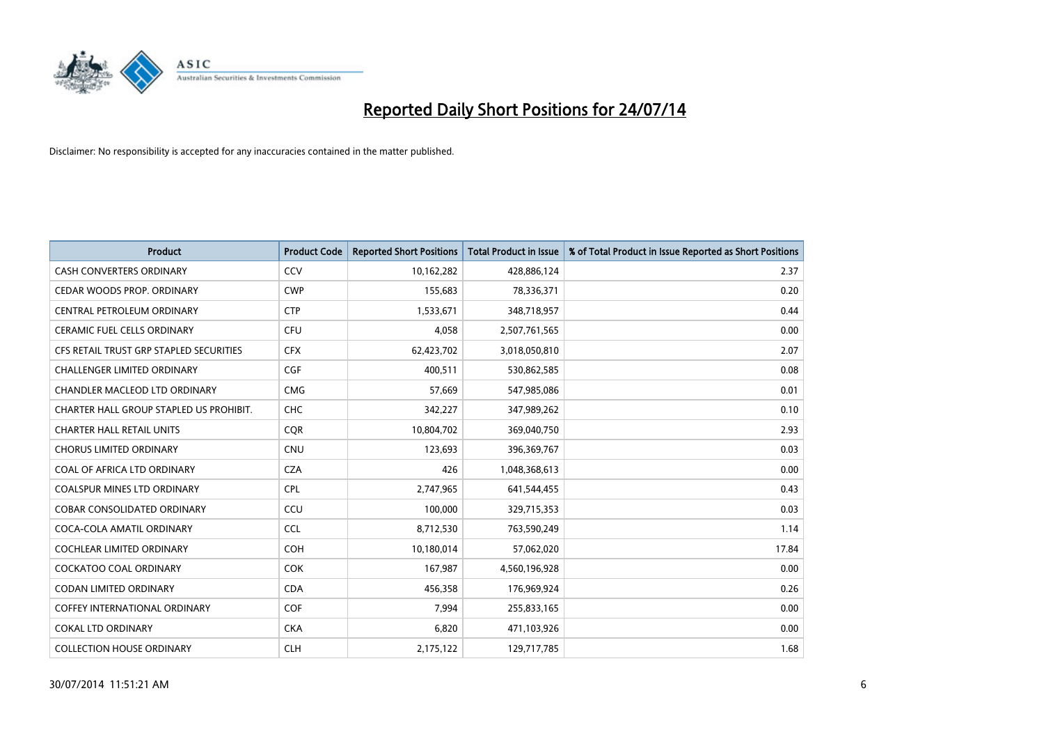# Reported Daily Short Positions for 24/07/14

Disclaimer: No responsibility is accepted for any inaccuracies contained in the matter published.

| Product | Product Code | Reported Short Positions | Total Product in Issue | % of Total Product in Issue Reported as Short Positions |
|---|---|---|---|---|
| CASH CONVERTERS ORDINARY | CCV | 10,162,282 | 428,886,124 | 2.37 |
| CEDAR WOODS PROP. ORDINARY | CWP | 155,683 | 78,336,371 | 0.20 |
| CENTRAL PETROLEUM ORDINARY | CTP | 1,533,671 | 348,718,957 | 0.44 |
| CERAMIC FUEL CELLS ORDINARY | CFU | 4,058 | 2,507,761,565 | 0.00 |
| CFS RETAIL TRUST GRP STAPLED SECURITIES | CFX | 62,423,702 | 3,018,050,810 | 2.07 |
| CHALLENGER LIMITED ORDINARY | CGF | 400,511 | 530,862,585 | 0.08 |
| CHANDLER MACLEOD LTD ORDINARY | CMG | 57,669 | 547,985,086 | 0.01 |
| CHARTER HALL GROUP STAPLED US PROHIBIT. | CHC | 342,227 | 347,989,262 | 0.10 |
| CHARTER HALL RETAIL UNITS | CQR | 10,804,702 | 369,040,750 | 2.93 |
| CHORUS LIMITED ORDINARY | CNU | 123,693 | 396,369,767 | 0.03 |
| COAL OF AFRICA LTD ORDINARY | CZA | 426 | 1,048,368,613 | 0.00 |
| COALSPUR MINES LTD ORDINARY | CPL | 2,747,965 | 641,544,455 | 0.43 |
| COBAR CONSOLIDATED ORDINARY | CCU | 100,000 | 329,715,353 | 0.03 |
| COCA-COLA AMATIL ORDINARY | CCL | 8,712,530 | 763,590,249 | 1.14 |
| COCHLEAR LIMITED ORDINARY | COH | 10,180,014 | 57,062,020 | 17.84 |
| COCKATOO COAL ORDINARY | COK | 167,987 | 4,560,196,928 | 0.00 |
| CODAN LIMITED ORDINARY | CDA | 456,358 | 176,969,924 | 0.26 |
| COFFEY INTERNATIONAL ORDINARY | COF | 7,994 | 255,833,165 | 0.00 |
| COKAL LTD ORDINARY | CKA | 6,820 | 471,103,926 | 0.00 |
| COLLECTION HOUSE ORDINARY | CLH | 2,175,122 | 129,717,785 | 1.68 |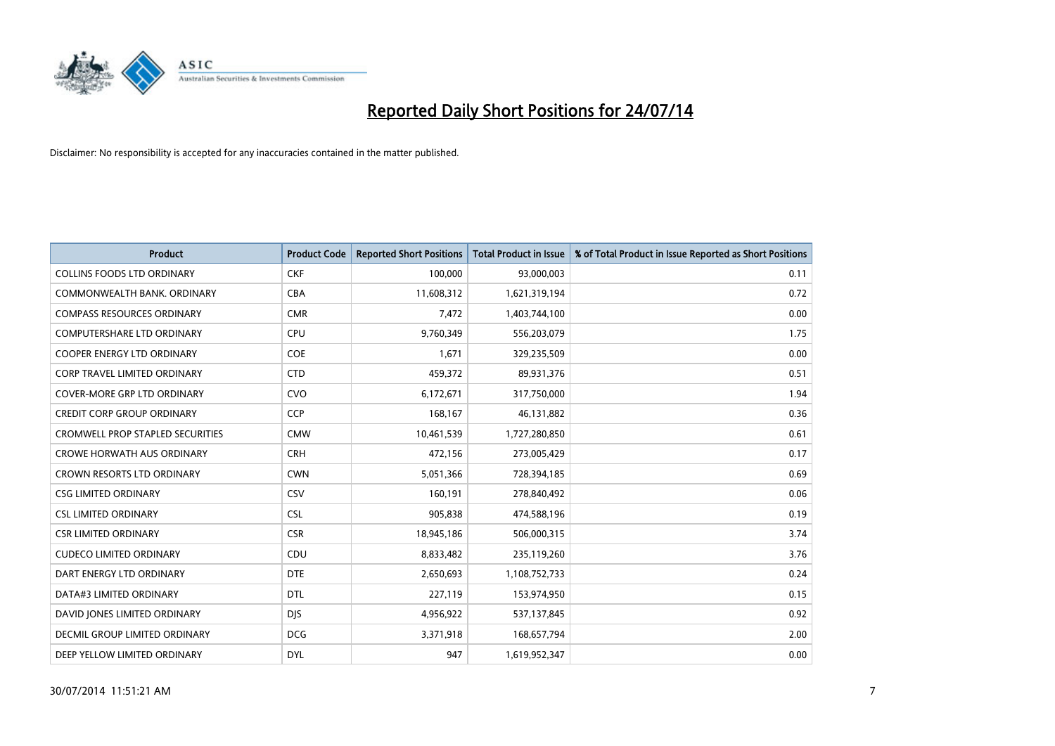# Reported Daily Short Positions for 24/07/14

Disclaimer: No responsibility is accepted for any inaccuracies contained in the matter published.

| Product | Product Code | Reported Short Positions | Total Product in Issue | % of Total Product in Issue Reported as Short Positions |
|---|---|---|---|---|
| COLLINS FOODS LTD ORDINARY | CKF | 100,000 | 93,000,003 | 0.11 |
| COMMONWEALTH BANK. ORDINARY | CBA | 11,608,312 | 1,621,319,194 | 0.72 |
| COMPASS RESOURCES ORDINARY | CMR | 7,472 | 1,403,744,100 | 0.00 |
| COMPUTERSHARE LTD ORDINARY | CPU | 9,760,349 | 556,203,079 | 1.75 |
| COOPER ENERGY LTD ORDINARY | COE | 1,671 | 329,235,509 | 0.00 |
| CORP TRAVEL LIMITED ORDINARY | CTD | 459,372 | 89,931,376 | 0.51 |
| COVER-MORE GRP LTD ORDINARY | CVO | 6,172,671 | 317,750,000 | 1.94 |
| CREDIT CORP GROUP ORDINARY | CCP | 168,167 | 46,131,882 | 0.36 |
| CROMWELL PROP STAPLED SECURITIES | CMW | 10,461,539 | 1,727,280,850 | 0.61 |
| CROWE HORWATH AUS ORDINARY | CRH | 472,156 | 273,005,429 | 0.17 |
| CROWN RESORTS LTD ORDINARY | CWN | 5,051,366 | 728,394,185 | 0.69 |
| CSG LIMITED ORDINARY | CSV | 160,191 | 278,840,492 | 0.06 |
| CSL LIMITED ORDINARY | CSL | 905,838 | 474,588,196 | 0.19 |
| CSR LIMITED ORDINARY | CSR | 18,945,186 | 506,000,315 | 3.74 |
| CUDECO LIMITED ORDINARY | CDU | 8,833,482 | 235,119,260 | 3.76 |
| DART ENERGY LTD ORDINARY | DTE | 2,650,693 | 1,108,752,733 | 0.24 |
| DATA#3 LIMITED ORDINARY | DTL | 227,119 | 153,974,950 | 0.15 |
| DAVID JONES LIMITED ORDINARY | DJS | 4,956,922 | 537,137,845 | 0.92 |
| DECMIL GROUP LIMITED ORDINARY | DCG | 3,371,918 | 168,657,794 | 2.00 |
| DEEP YELLOW LIMITED ORDINARY | DYL | 947 | 1,619,952,347 | 0.00 |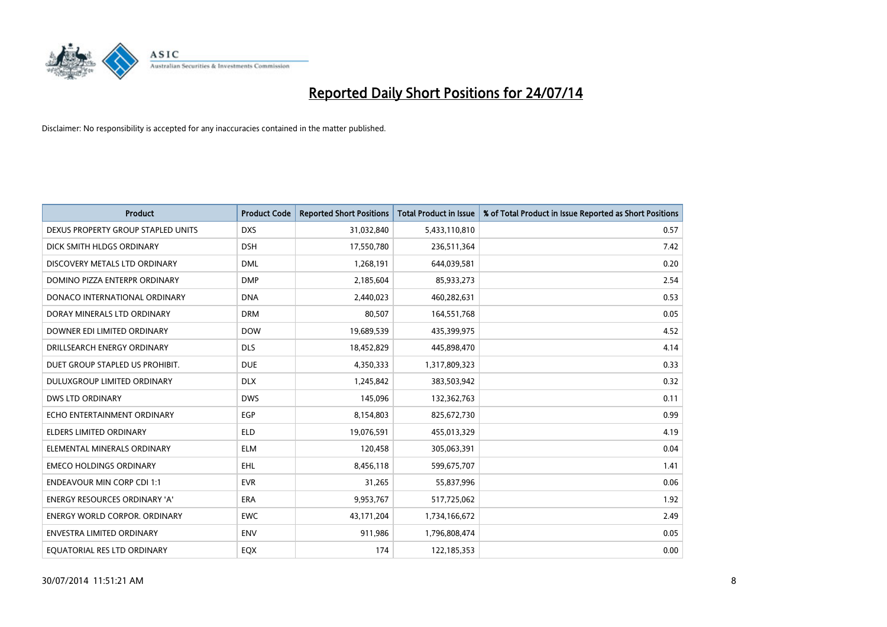# Reported Daily Short Positions for 24/07/14

Disclaimer: No responsibility is accepted for any inaccuracies contained in the matter published.

| Product | Product Code | Reported Short Positions | Total Product in Issue | % of Total Product in Issue Reported as Short Positions |
|---|---|---|---|---|
| DEXUS PROPERTY GROUP STAPLED UNITS | DXS | 31,032,840 | 5,433,110,810 | 0.57 |
| DICK SMITH HLDGS ORDINARY | DSH | 17,550,780 | 236,511,364 | 7.42 |
| DISCOVERY METALS LTD ORDINARY | DML | 1,268,191 | 644,039,581 | 0.20 |
| DOMINO PIZZA ENTERPR ORDINARY | DMP | 2,185,604 | 85,933,273 | 2.54 |
| DONACO INTERNATIONAL ORDINARY | DNA | 2,440,023 | 460,282,631 | 0.53 |
| DORAY MINERALS LTD ORDINARY | DRM | 80,507 | 164,551,768 | 0.05 |
| DOWNER EDI LIMITED ORDINARY | DOW | 19,689,539 | 435,399,975 | 4.52 |
| DRILLSEARCH ENERGY ORDINARY | DLS | 18,452,829 | 445,898,470 | 4.14 |
| DUET GROUP STAPLED US PROHIBIT. | DUE | 4,350,333 | 1,317,809,323 | 0.33 |
| DULUXGROUP LIMITED ORDINARY | DLX | 1,245,842 | 383,503,942 | 0.32 |
| DWS LTD ORDINARY | DWS | 145,096 | 132,362,763 | 0.11 |
| ECHO ENTERTAINMENT ORDINARY | EGP | 8,154,803 | 825,672,730 | 0.99 |
| ELDERS LIMITED ORDINARY | ELD | 19,076,591 | 455,013,329 | 4.19 |
| ELEMENTAL MINERALS ORDINARY | ELM | 120,458 | 305,063,391 | 0.04 |
| EMECO HOLDINGS ORDINARY | EHL | 8,456,118 | 599,675,707 | 1.41 |
| ENDEAVOUR MIN CORP CDI 1:1 | EVR | 31,265 | 55,837,996 | 0.06 |
| ENERGY RESOURCES ORDINARY 'A' | ERA | 9,953,767 | 517,725,062 | 1.92 |
| ENERGY WORLD CORPOR. ORDINARY | EWC | 43,171,204 | 1,734,166,672 | 2.49 |
| ENVESTRA LIMITED ORDINARY | ENV | 911,986 | 1,796,808,474 | 0.05 |
| EQUATORIAL RES LTD ORDINARY | EQX | 174 | 122,185,353 | 0.00 |

30/07/2014 11:51:21 AM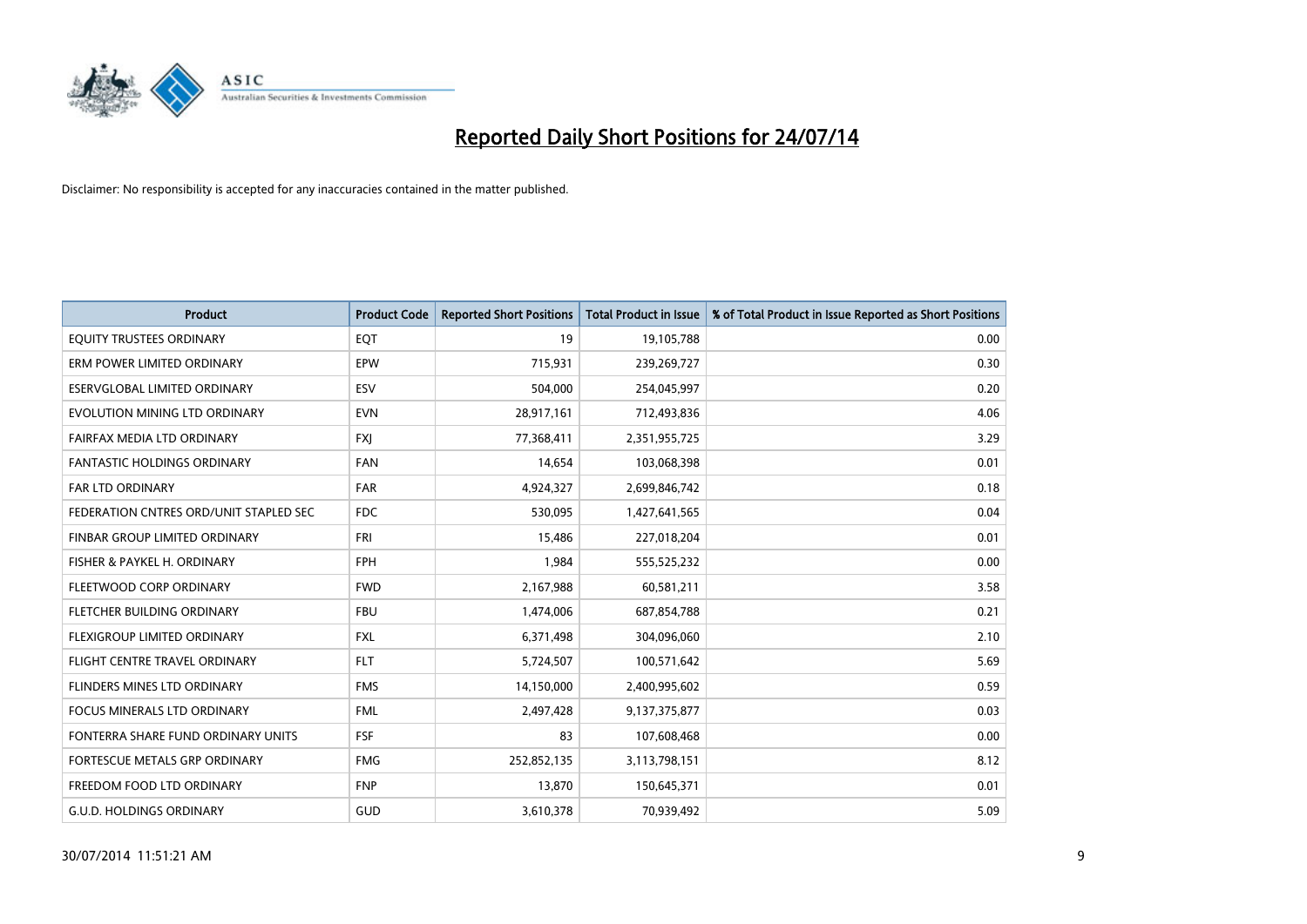# Reported Daily Short Positions for 24/07/14

Disclaimer: No responsibility is accepted for any inaccuracies contained in the matter published.

| Product | Product Code | Reported Short Positions | Total Product in Issue | % of Total Product in Issue Reported as Short Positions |
|---|---|---|---|---|
| EQUITY TRUSTEES ORDINARY | EQT | 19 | 19,105,788 | 0.00 |
| ERM POWER LIMITED ORDINARY | EPW | 715,931 | 239,269,727 | 0.30 |
| ESERVGLOBAL LIMITED ORDINARY | ESV | 504,000 | 254,045,997 | 0.20 |
| EVOLUTION MINING LTD ORDINARY | EVN | 28,917,161 | 712,493,836 | 4.06 |
| FAIRFAX MEDIA LTD ORDINARY | FXJ | 77,368,411 | 2,351,955,725 | 3.29 |
| FANTASTIC HOLDINGS ORDINARY | FAN | 14,654 | 103,068,398 | 0.01 |
| FAR LTD ORDINARY | FAR | 4,924,327 | 2,699,846,742 | 0.18 |
| FEDERATION CNTRES ORD/UNIT STAPLED SEC | FDC | 530,095 | 1,427,641,565 | 0.04 |
| FINBAR GROUP LIMITED ORDINARY | FRI | 15,486 | 227,018,204 | 0.01 |
| FISHER & PAYKEL H. ORDINARY | FPH | 1,984 | 555,525,232 | 0.00 |
| FLEETWOOD CORP ORDINARY | FWD | 2,167,988 | 60,581,211 | 3.58 |
| FLETCHER BUILDING ORDINARY | FBU | 1,474,006 | 687,854,788 | 0.21 |
| FLEXIGROUP LIMITED ORDINARY | FXL | 6,371,498 | 304,096,060 | 2.10 |
| FLIGHT CENTRE TRAVEL ORDINARY | FLT | 5,724,507 | 100,571,642 | 5.69 |
| FLINDERS MINES LTD ORDINARY | FMS | 14,150,000 | 2,400,995,602 | 0.59 |
| FOCUS MINERALS LTD ORDINARY | FML | 2,497,428 | 9,137,375,877 | 0.03 |
| FONTERRA SHARE FUND ORDINARY UNITS | FSF | 83 | 107,608,468 | 0.00 |
| FORTESCUE METALS GRP ORDINARY | FMG | 252,852,135 | 3,113,798,151 | 8.12 |
| FREEDOM FOOD LTD ORDINARY | FNP | 13,870 | 150,645,371 | 0.01 |
| G.U.D. HOLDINGS ORDINARY | GUD | 3,610,378 | 70,939,492 | 5.09 |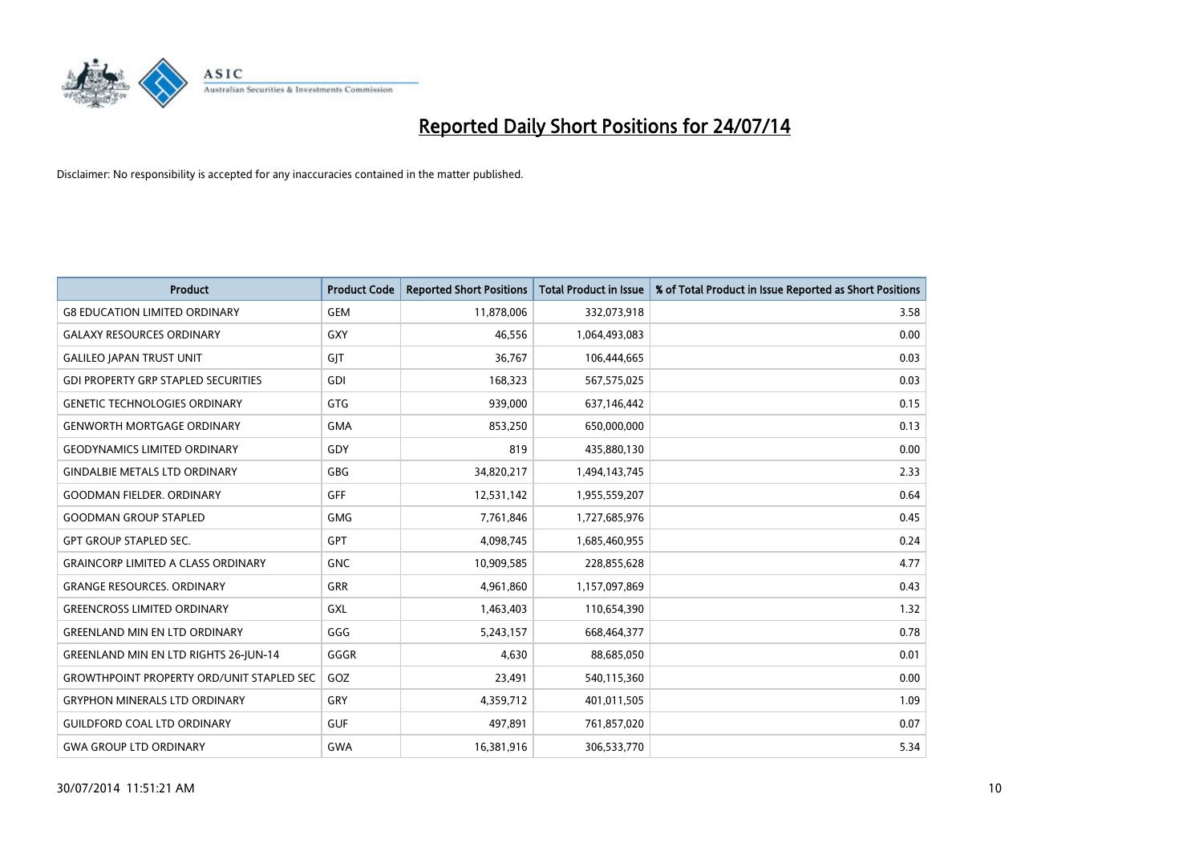# Reported Daily Short Positions for 24/07/14

Disclaimer: No responsibility is accepted for any inaccuracies contained in the matter published.

| Product | Product Code | Reported Short Positions | Total Product in Issue | % of Total Product in Issue Reported as Short Positions |
| --- | --- | --- | --- | --- |
| G8 EDUCATION LIMITED ORDINARY | GEM | 11,878,006 | 332,073,918 | 3.58 |
| GALAXY RESOURCES ORDINARY | GXY | 46,556 | 1,064,493,083 | 0.00 |
| GALILEO JAPAN TRUST UNIT | GJT | 36,767 | 106,444,665 | 0.03 |
| GDI PROPERTY GRP STAPLED SECURITIES | GDI | 168,323 | 567,575,025 | 0.03 |
| GENETIC TECHNOLOGIES ORDINARY | GTG | 939,000 | 637,146,442 | 0.15 |
| GENWORTH MORTGAGE ORDINARY | GMA | 853,250 | 650,000,000 | 0.13 |
| GEODYNAMICS LIMITED ORDINARY | GDY | 819 | 435,880,130 | 0.00 |
| GINDALBIE METALS LTD ORDINARY | GBG | 34,820,217 | 1,494,143,745 | 2.33 |
| GOODMAN FIELDER. ORDINARY | GFF | 12,531,142 | 1,955,559,207 | 0.64 |
| GOODMAN GROUP STAPLED | GMG | 7,761,846 | 1,727,685,976 | 0.45 |
| GPT GROUP STAPLED SEC. | GPT | 4,098,745 | 1,685,460,955 | 0.24 |
| GRAINCORP LIMITED A CLASS ORDINARY | GNC | 10,909,585 | 228,855,628 | 4.77 |
| GRANGE RESOURCES. ORDINARY | GRR | 4,961,860 | 1,157,097,869 | 0.43 |
| GREENCROSS LIMITED ORDINARY | GXL | 1,463,403 | 110,654,390 | 1.32 |
| GREENLAND MIN EN LTD ORDINARY | GGG | 5,243,157 | 668,464,377 | 0.78 |
| GREENLAND MIN EN LTD RIGHTS 26-JUN-14 | GGGR | 4,630 | 88,685,050 | 0.01 |
| GROWTHPOINT PROPERTY ORD/UNIT STAPLED SEC | GOZ | 23,491 | 540,115,360 | 0.00 |
| GRYPHON MINERALS LTD ORDINARY | GRY | 4,359,712 | 401,011,505 | 1.09 |
| GUILDFORD COAL LTD ORDINARY | GUF | 497,891 | 761,857,020 | 0.07 |
| GWA GROUP LTD ORDINARY | GWA | 16,381,916 | 306,533,770 | 5.34 |

30/07/2014 11:51:21 AM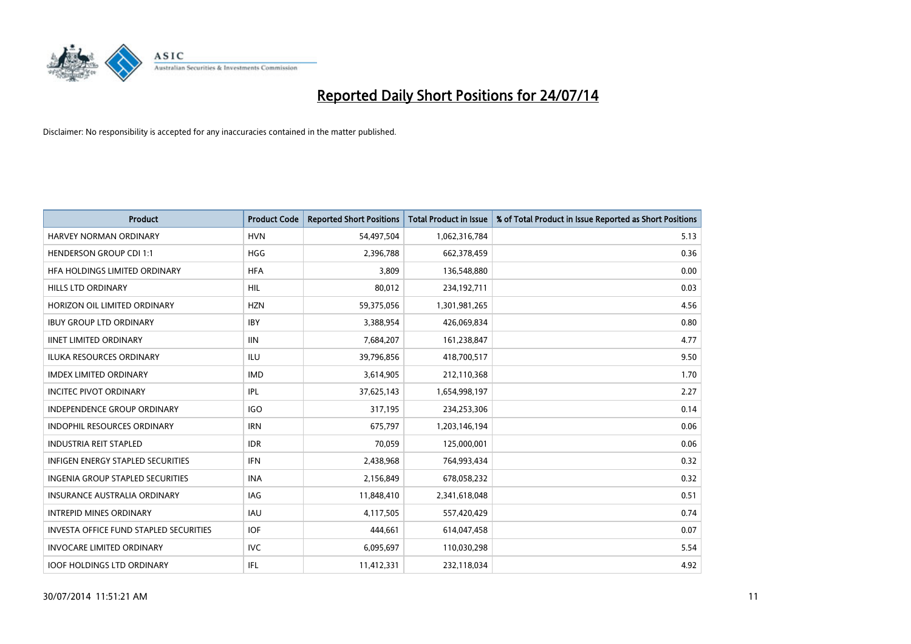# Reported Daily Short Positions for 24/07/14

Disclaimer: No responsibility is accepted for any inaccuracies contained in the matter published.

| Product | Product Code | Reported Short Positions | Total Product in Issue | % of Total Product in Issue Reported as Short Positions |
|---|---|---|---|---|
| HARVEY NORMAN ORDINARY | HVN | 54,497,504 | 1,062,316,784 | 5.13 |
| HENDERSON GROUP CDI 1:1 | HGG | 2,396,788 | 662,378,459 | 0.36 |
| HFA HOLDINGS LIMITED ORDINARY | HFA | 3,809 | 136,548,880 | 0.00 |
| HILLS LTD ORDINARY | HIL | 80,012 | 234,192,711 | 0.03 |
| HORIZON OIL LIMITED ORDINARY | HZN | 59,375,056 | 1,301,981,265 | 4.56 |
| IBUY GROUP LTD ORDINARY | IBY | 3,388,954 | 426,069,834 | 0.80 |
| IINET LIMITED ORDINARY | IIN | 7,684,207 | 161,238,847 | 4.77 |
| ILUKA RESOURCES ORDINARY | ILU | 39,796,856 | 418,700,517 | 9.50 |
| IMDEX LIMITED ORDINARY | IMD | 3,614,905 | 212,110,368 | 1.70 |
| INCITEC PIVOT ORDINARY | IPL | 37,625,143 | 1,654,998,197 | 2.27 |
| INDEPENDENCE GROUP ORDINARY | IGO | 317,195 | 234,253,306 | 0.14 |
| INDOPHIL RESOURCES ORDINARY | IRN | 675,797 | 1,203,146,194 | 0.06 |
| INDUSTRIA REIT STAPLED | IDR | 70,059 | 125,000,001 | 0.06 |
| INFIGEN ENERGY STAPLED SECURITIES | IFN | 2,438,968 | 764,993,434 | 0.32 |
| INGENIA GROUP STAPLED SECURITIES | INA | 2,156,849 | 678,058,232 | 0.32 |
| INSURANCE AUSTRALIA ORDINARY | IAG | 11,848,410 | 2,341,618,048 | 0.51 |
| INTREPID MINES ORDINARY | IAU | 4,117,505 | 557,420,429 | 0.74 |
| INVESTA OFFICE FUND STAPLED SECURITIES | IOF | 444,661 | 614,047,458 | 0.07 |
| INVOCARE LIMITED ORDINARY | IVC | 6,095,697 | 110,030,298 | 5.54 |
| IOOF HOLDINGS LTD ORDINARY | IFL | 11,412,331 | 232,118,034 | 4.92 |

30/07/2014 11:51:21 AM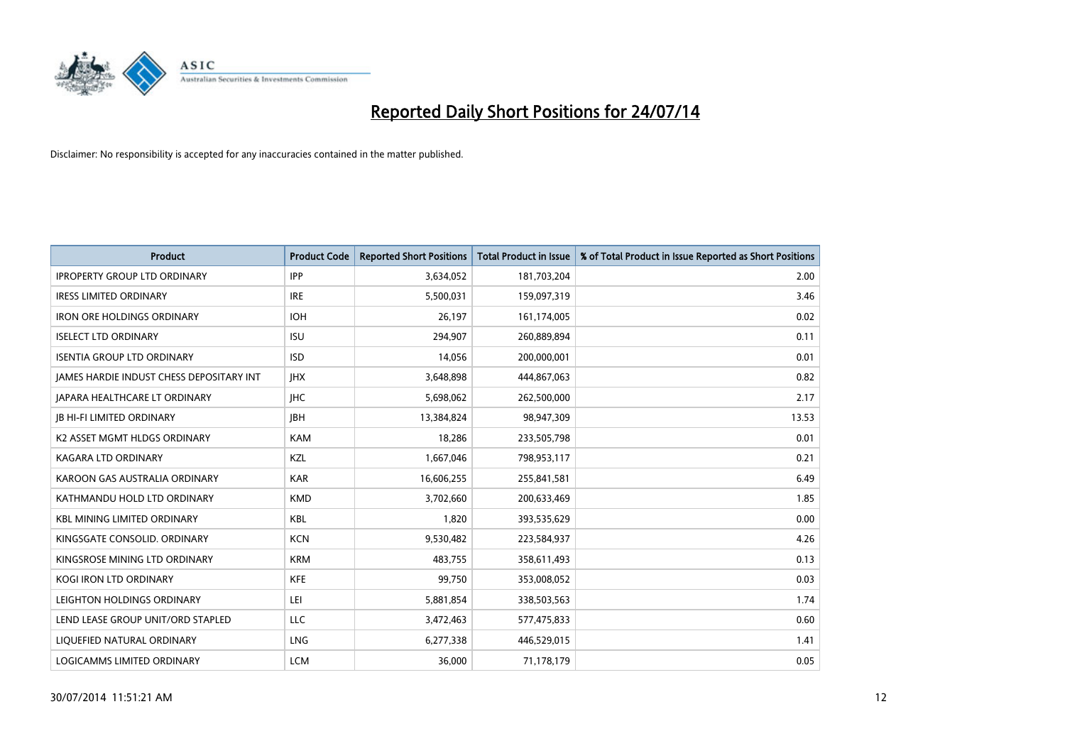# Reported Daily Short Positions for 24/07/14

Disclaimer: No responsibility is accepted for any inaccuracies contained in the matter published.

| Product | Product Code | Reported Short Positions | Total Product in Issue | % of Total Product in Issue Reported as Short Positions |
|---|---|---|---|---|
| IPROPERTY GROUP LTD ORDINARY | IPP | 3,634,052 | 181,703,204 | 2.00 |
| IRESS LIMITED ORDINARY | IRE | 5,500,031 | 159,097,319 | 3.46 |
| IRON ORE HOLDINGS ORDINARY | IOH | 26,197 | 161,174,005 | 0.02 |
| ISELECT LTD ORDINARY | ISU | 294,907 | 260,889,894 | 0.11 |
| ISENTIA GROUP LTD ORDINARY | ISD | 14,056 | 200,000,001 | 0.01 |
| JAMES HARDIE INDUST CHESS DEPOSITARY INT | JHX | 3,648,898 | 444,867,063 | 0.82 |
| JAPARA HEALTHCARE LT ORDINARY | JHC | 5,698,062 | 262,500,000 | 2.17 |
| JB HI-FI LIMITED ORDINARY | JBH | 13,384,824 | 98,947,309 | 13.53 |
| K2 ASSET MGMT HLDGS ORDINARY | KAM | 18,286 | 233,505,798 | 0.01 |
| KAGARA LTD ORDINARY | KZL | 1,667,046 | 798,953,117 | 0.21 |
| KAROON GAS AUSTRALIA ORDINARY | KAR | 16,606,255 | 255,841,581 | 6.49 |
| KATHMANDU HOLD LTD ORDINARY | KMD | 3,702,660 | 200,633,469 | 1.85 |
| KBL MINING LIMITED ORDINARY | KBL | 1,820 | 393,535,629 | 0.00 |
| KINGSGATE CONSOLID. ORDINARY | KCN | 9,530,482 | 223,584,937 | 4.26 |
| KINGSROSE MINING LTD ORDINARY | KRM | 483,755 | 358,611,493 | 0.13 |
| KOGI IRON LTD ORDINARY | KFE | 99,750 | 353,008,052 | 0.03 |
| LEIGHTON HOLDINGS ORDINARY | LEI | 5,881,854 | 338,503,563 | 1.74 |
| LEND LEASE GROUP UNIT/ORD STAPLED | LLC | 3,472,463 | 577,475,833 | 0.60 |
| LIQUEFIED NATURAL ORDINARY | LNG | 6,277,338 | 446,529,015 | 1.41 |
| LOGICAMMS LIMITED ORDINARY | LCM | 36,000 | 71,178,179 | 0.05 |

30/07/2014 11:51:21 AM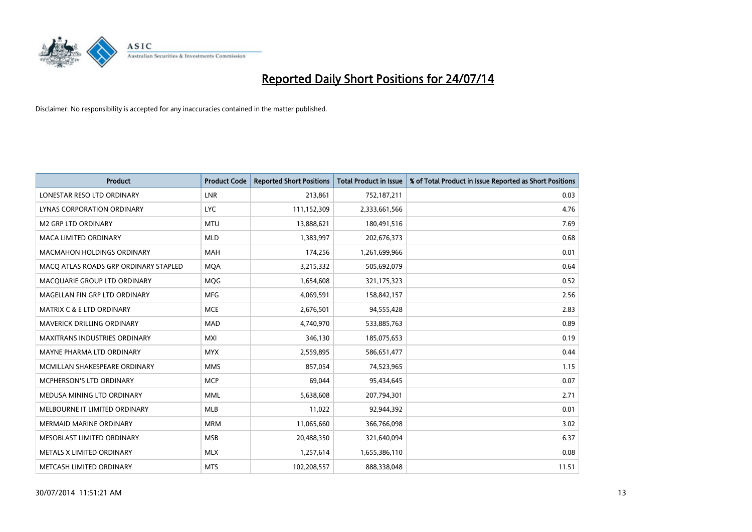# Reported Daily Short Positions for 24/07/14

Disclaimer: No responsibility is accepted for any inaccuracies contained in the matter published.

| Product | Product Code | Reported Short Positions | Total Product in Issue | % of Total Product in Issue Reported as Short Positions |
| --- | --- | --- | --- | --- |
| LONESTAR RESO LTD ORDINARY | LNR | 213,861 | 752,187,211 | 0.03 |
| LYNAS CORPORATION ORDINARY | LYC | 111,152,309 | 2,333,661,566 | 4.76 |
| M2 GRP LTD ORDINARY | MTU | 13,888,621 | 180,491,516 | 7.69 |
| MACA LIMITED ORDINARY | MLD | 1,383,997 | 202,676,373 | 0.68 |
| MACMAHON HOLDINGS ORDINARY | MAH | 174,256 | 1,261,699,966 | 0.01 |
| MACQ ATLAS ROADS GRP ORDINARY STAPLED | MQA | 3,215,332 | 505,692,079 | 0.64 |
| MACQUARIE GROUP LTD ORDINARY | MQG | 1,654,608 | 321,175,323 | 0.52 |
| MAGELLAN FIN GRP LTD ORDINARY | MFG | 4,069,591 | 158,842,157 | 2.56 |
| MATRIX C & E LTD ORDINARY | MCE | 2,676,501 | 94,555,428 | 2.83 |
| MAVERICK DRILLING ORDINARY | MAD | 4,740,970 | 533,885,763 | 0.89 |
| MAXITRANS INDUSTRIES ORDINARY | MXI | 346,130 | 185,075,653 | 0.19 |
| MAYNE PHARMA LTD ORDINARY | MYX | 2,559,895 | 586,651,477 | 0.44 |
| MCMILLAN SHAKESPEARE ORDINARY | MMS | 857,054 | 74,523,965 | 1.15 |
| MCPHERSON'S LTD ORDINARY | MCP | 69,044 | 95,434,645 | 0.07 |
| MEDUSA MINING LTD ORDINARY | MML | 5,638,608 | 207,794,301 | 2.71 |
| MELBOURNE IT LIMITED ORDINARY | MLB | 11,022 | 92,944,392 | 0.01 |
| MERMAID MARINE ORDINARY | MRM | 11,065,660 | 366,766,098 | 3.02 |
| MESOBLAST LIMITED ORDINARY | MSB | 20,488,350 | 321,640,094 | 6.37 |
| METALS X LIMITED ORDINARY | MLX | 1,257,614 | 1,655,386,110 | 0.08 |
| METCASH LIMITED ORDINARY | MTS | 102,208,557 | 888,338,048 | 11.51 |

30/07/2014 11:51:21 AM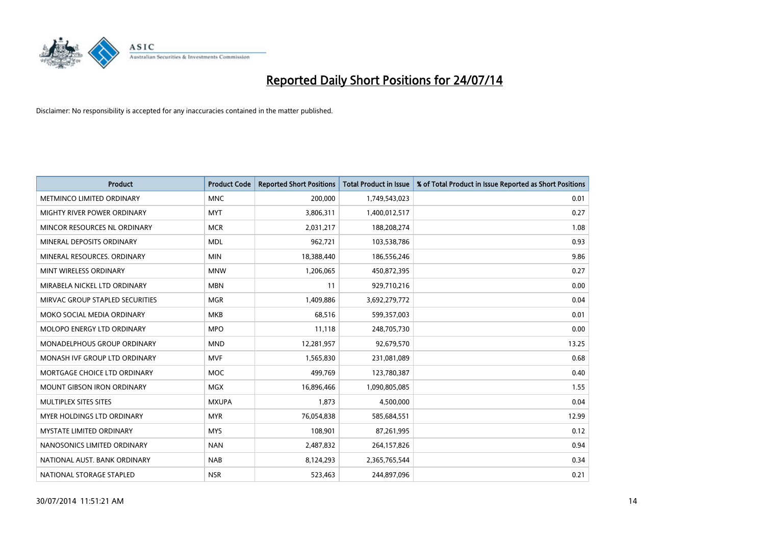# Reported Daily Short Positions for 24/07/14

Disclaimer: No responsibility is accepted for any inaccuracies contained in the matter published.

| Product | Product Code | Reported Short Positions | Total Product in Issue | % of Total Product in Issue Reported as Short Positions |
|---|---|---|---|---|
| METMINCO LIMITED ORDINARY | MNC | 200,000 | 1,749,543,023 | 0.01 |
| MIGHTY RIVER POWER ORDINARY | MYT | 3,806,311 | 1,400,012,517 | 0.27 |
| MINCOR RESOURCES NL ORDINARY | MCR | 2,031,217 | 188,208,274 | 1.08 |
| MINERAL DEPOSITS ORDINARY | MDL | 962,721 | 103,538,786 | 0.93 |
| MINERAL RESOURCES. ORDINARY | MIN | 18,388,440 | 186,556,246 | 9.86 |
| MINT WIRELESS ORDINARY | MNW | 1,206,065 | 450,872,395 | 0.27 |
| MIRABELA NICKEL LTD ORDINARY | MBN | 11 | 929,710,216 | 0.00 |
| MIRVAC GROUP STAPLED SECURITIES | MGR | 1,409,886 | 3,692,279,772 | 0.04 |
| MOKO SOCIAL MEDIA ORDINARY | MKB | 68,516 | 599,357,003 | 0.01 |
| MOLOPO ENERGY LTD ORDINARY | MPO | 11,118 | 248,705,730 | 0.00 |
| MONADELPHOUS GROUP ORDINARY | MND | 12,281,957 | 92,679,570 | 13.25 |
| MONASH IVF GROUP LTD ORDINARY | MVF | 1,565,830 | 231,081,089 | 0.68 |
| MORTGAGE CHOICE LTD ORDINARY | MOC | 499,769 | 123,780,387 | 0.40 |
| MOUNT GIBSON IRON ORDINARY | MGX | 16,896,466 | 1,090,805,085 | 1.55 |
| MULTIPLEX SITES SITES | MXUPA | 1,873 | 4,500,000 | 0.04 |
| MYER HOLDINGS LTD ORDINARY | MYR | 76,054,838 | 585,684,551 | 12.99 |
| MYSTATE LIMITED ORDINARY | MYS | 108,901 | 87,261,995 | 0.12 |
| NANOSONICS LIMITED ORDINARY | NAN | 2,487,832 | 264,157,826 | 0.94 |
| NATIONAL AUST. BANK ORDINARY | NAB | 8,124,293 | 2,365,765,544 | 0.34 |
| NATIONAL STORAGE STAPLED | NSR | 523,463 | 244,897,096 | 0.21 |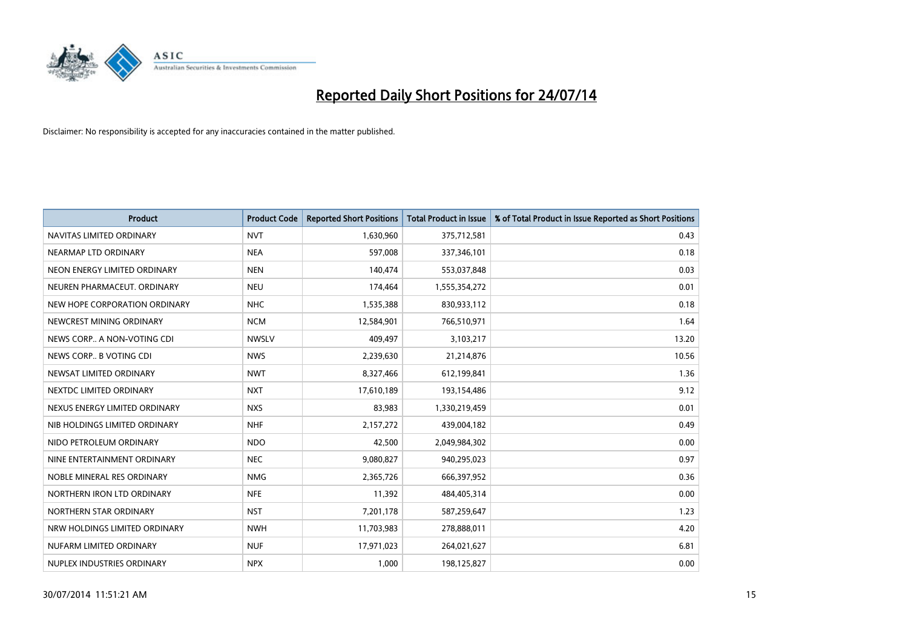# Reported Daily Short Positions for 24/07/14

Disclaimer: No responsibility is accepted for any inaccuracies contained in the matter published.

| Product | Product Code | Reported Short Positions | Total Product in Issue | % of Total Product in Issue Reported as Short Positions |
|---|---|---|---|---|
| NAVITAS LIMITED ORDINARY | NVT | 1,630,960 | 375,712,581 | 0.43 |
| NEARMAP LTD ORDINARY | NEA | 597,008 | 337,346,101 | 0.18 |
| NEON ENERGY LIMITED ORDINARY | NEN | 140,474 | 553,037,848 | 0.03 |
| NEUREN PHARMACEUT. ORDINARY | NEU | 174,464 | 1,555,354,272 | 0.01 |
| NEW HOPE CORPORATION ORDINARY | NHC | 1,535,388 | 830,933,112 | 0.18 |
| NEWCREST MINING ORDINARY | NCM | 12,584,901 | 766,510,971 | 1.64 |
| NEWS CORP.. A NON-VOTING CDI | NWSLV | 409,497 | 3,103,217 | 13.20 |
| NEWS CORP.. B VOTING CDI | NWS | 2,239,630 | 21,214,876 | 10.56 |
| NEWSAT LIMITED ORDINARY | NWT | 8,327,466 | 612,199,841 | 1.36 |
| NEXTDC LIMITED ORDINARY | NXT | 17,610,189 | 193,154,486 | 9.12 |
| NEXUS ENERGY LIMITED ORDINARY | NXS | 83,983 | 1,330,219,459 | 0.01 |
| NIB HOLDINGS LIMITED ORDINARY | NHF | 2,157,272 | 439,004,182 | 0.49 |
| NIDO PETROLEUM ORDINARY | NDO | 42,500 | 2,049,984,302 | 0.00 |
| NINE ENTERTAINMENT ORDINARY | NEC | 9,080,827 | 940,295,023 | 0.97 |
| NOBLE MINERAL RES ORDINARY | NMG | 2,365,726 | 666,397,952 | 0.36 |
| NORTHERN IRON LTD ORDINARY | NFE | 11,392 | 484,405,314 | 0.00 |
| NORTHERN STAR ORDINARY | NST | 7,201,178 | 587,259,647 | 1.23 |
| NRW HOLDINGS LIMITED ORDINARY | NWH | 11,703,983 | 278,888,011 | 4.20 |
| NUFARM LIMITED ORDINARY | NUF | 17,971,023 | 264,021,627 | 6.81 |
| NUPLEX INDUSTRIES ORDINARY | NPX | 1,000 | 198,125,827 | 0.00 |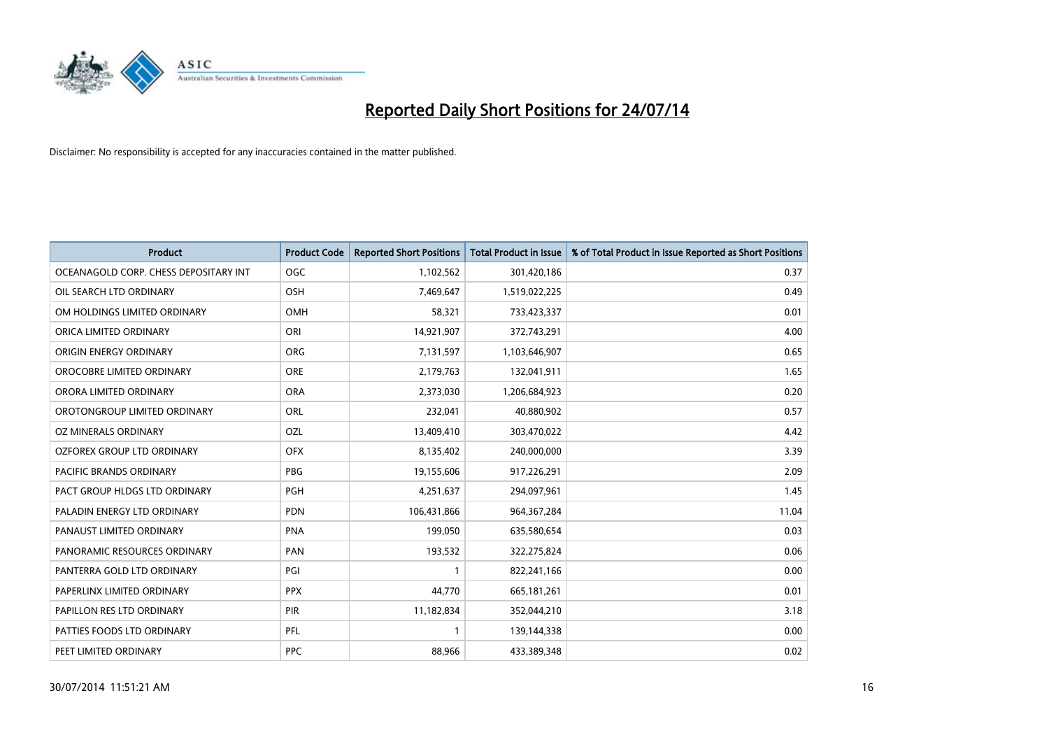# Reported Daily Short Positions for 24/07/14

Disclaimer: No responsibility is accepted for any inaccuracies contained in the matter published.

| Product | Product Code | Reported Short Positions | Total Product in Issue | % of Total Product in Issue Reported as Short Positions |
|---|---|---|---|---|
| OCEANAGOLD CORP. CHESS DEPOSITARY INT | OGC | 1,102,562 | 301,420,186 | 0.37 |
| OIL SEARCH LTD ORDINARY | OSH | 7,469,647 | 1,519,022,225 | 0.49 |
| OM HOLDINGS LIMITED ORDINARY | OMH | 58,321 | 733,423,337 | 0.01 |
| ORICA LIMITED ORDINARY | ORI | 14,921,907 | 372,743,291 | 4.00 |
| ORIGIN ENERGY ORDINARY | ORG | 7,131,597 | 1,103,646,907 | 0.65 |
| OROCOBRE LIMITED ORDINARY | ORE | 2,179,763 | 132,041,911 | 1.65 |
| ORORA LIMITED ORDINARY | ORA | 2,373,030 | 1,206,684,923 | 0.20 |
| OROTONGROUP LIMITED ORDINARY | ORL | 232,041 | 40,880,902 | 0.57 |
| OZ MINERALS ORDINARY | OZL | 13,409,410 | 303,470,022 | 4.42 |
| OZFOREX GROUP LTD ORDINARY | OFX | 8,135,402 | 240,000,000 | 3.39 |
| PACIFIC BRANDS ORDINARY | PBG | 19,155,606 | 917,226,291 | 2.09 |
| PACT GROUP HLDGS LTD ORDINARY | PGH | 4,251,637 | 294,097,961 | 1.45 |
| PALADIN ENERGY LTD ORDINARY | PDN | 106,431,866 | 964,367,284 | 11.04 |
| PANAUST LIMITED ORDINARY | PNA | 199,050 | 635,580,654 | 0.03 |
| PANORAMIC RESOURCES ORDINARY | PAN | 193,532 | 322,275,824 | 0.06 |
| PANTERRA GOLD LTD ORDINARY | PGI | 1 | 822,241,166 | 0.00 |
| PAPERLINX LIMITED ORDINARY | PPX | 44,770 | 665,181,261 | 0.01 |
| PAPILLON RES LTD ORDINARY | PIR | 11,182,834 | 352,044,210 | 3.18 |
| PATTIES FOODS LTD ORDINARY | PFL | 1 | 139,144,338 | 0.00 |
| PEET LIMITED ORDINARY | PPC | 88,966 | 433,389,348 | 0.02 |

30/07/2014 11:51:21 AM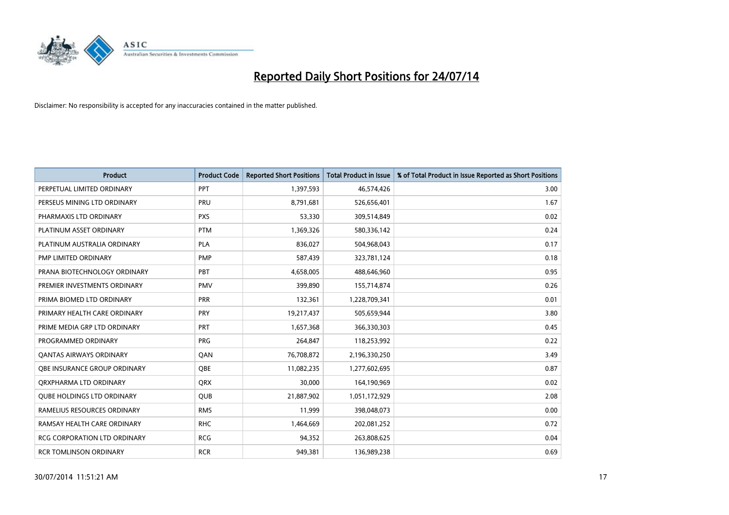# Reported Daily Short Positions for 24/07/14

Disclaimer: No responsibility is accepted for any inaccuracies contained in the matter published.

| Product | Product Code | Reported Short Positions | Total Product in Issue | % of Total Product in Issue Reported as Short Positions |
|---|---|---|---|---|
| PERPETUAL LIMITED ORDINARY | PPT | 1,397,593 | 46,574,426 | 3.00 |
| PERSEUS MINING LTD ORDINARY | PRU | 8,791,681 | 526,656,401 | 1.67 |
| PHARMAXIS LTD ORDINARY | PXS | 53,330 | 309,514,849 | 0.02 |
| PLATINUM ASSET ORDINARY | PTM | 1,369,326 | 580,336,142 | 0.24 |
| PLATINUM AUSTRALIA ORDINARY | PLA | 836,027 | 504,968,043 | 0.17 |
| PMP LIMITED ORDINARY | PMP | 587,439 | 323,781,124 | 0.18 |
| PRANA BIOTECHNOLOGY ORDINARY | PBT | 4,658,005 | 488,646,960 | 0.95 |
| PREMIER INVESTMENTS ORDINARY | PMV | 399,890 | 155,714,874 | 0.26 |
| PRIMA BIOMED LTD ORDINARY | PRR | 132,361 | 1,228,709,341 | 0.01 |
| PRIMARY HEALTH CARE ORDINARY | PRY | 19,217,437 | 505,659,944 | 3.80 |
| PRIME MEDIA GRP LTD ORDINARY | PRT | 1,657,368 | 366,330,303 | 0.45 |
| PROGRAMMED ORDINARY | PRG | 264,847 | 118,253,992 | 0.22 |
| QANTAS AIRWAYS ORDINARY | QAN | 76,708,872 | 2,196,330,250 | 3.49 |
| QBE INSURANCE GROUP ORDINARY | QBE | 11,082,235 | 1,277,602,695 | 0.87 |
| QRXPHARMA LTD ORDINARY | QRX | 30,000 | 164,190,969 | 0.02 |
| QUBE HOLDINGS LTD ORDINARY | QUB | 21,887,902 | 1,051,172,929 | 2.08 |
| RAMELIUS RESOURCES ORDINARY | RMS | 11,999 | 398,048,073 | 0.00 |
| RAMSAY HEALTH CARE ORDINARY | RHC | 1,464,669 | 202,081,252 | 0.72 |
| RCG CORPORATION LTD ORDINARY | RCG | 94,352 | 263,808,625 | 0.04 |
| RCR TOMLINSON ORDINARY | RCR | 949,381 | 136,989,238 | 0.69 |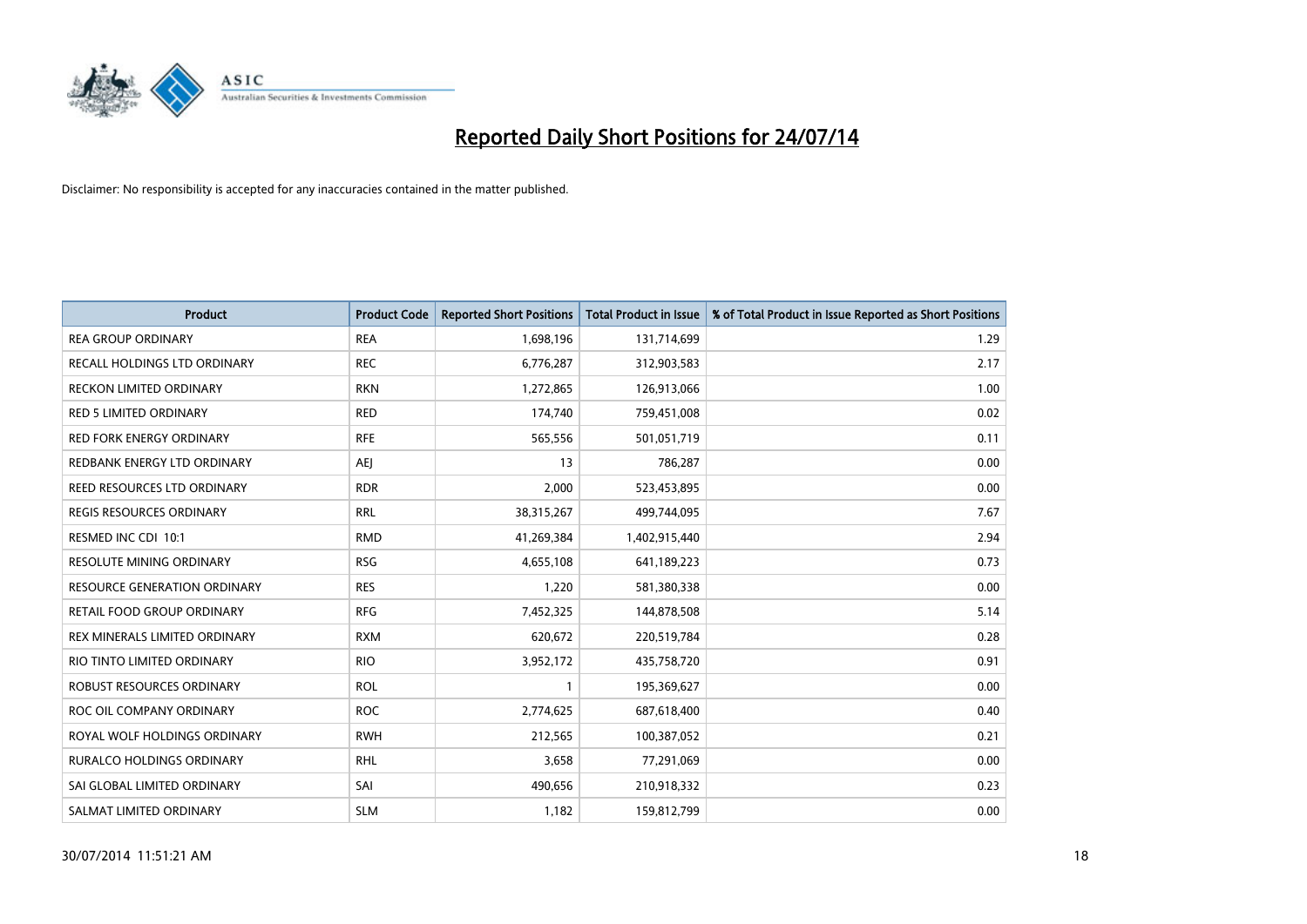# Reported Daily Short Positions for 24/07/14

Disclaimer: No responsibility is accepted for any inaccuracies contained in the matter published.

| Product | Product Code | Reported Short Positions | Total Product in Issue | % of Total Product in Issue Reported as Short Positions |
| --- | --- | --- | --- | --- |
| REA GROUP ORDINARY | REA | 1,698,196 | 131,714,699 | 1.29 |
| RECALL HOLDINGS LTD ORDINARY | REC | 6,776,287 | 312,903,583 | 2.17 |
| RECKON LIMITED ORDINARY | RKN | 1,272,865 | 126,913,066 | 1.00 |
| RED 5 LIMITED ORDINARY | RED | 174,740 | 759,451,008 | 0.02 |
| RED FORK ENERGY ORDINARY | RFE | 565,556 | 501,051,719 | 0.11 |
| REDBANK ENERGY LTD ORDINARY | AEJ | 13 | 786,287 | 0.00 |
| REED RESOURCES LTD ORDINARY | RDR | 2,000 | 523,453,895 | 0.00 |
| REGIS RESOURCES ORDINARY | RRL | 38,315,267 | 499,744,095 | 7.67 |
| RESMED INC CDI 10:1 | RMD | 41,269,384 | 1,402,915,440 | 2.94 |
| RESOLUTE MINING ORDINARY | RSG | 4,655,108 | 641,189,223 | 0.73 |
| RESOURCE GENERATION ORDINARY | RES | 1,220 | 581,380,338 | 0.00 |
| RETAIL FOOD GROUP ORDINARY | RFG | 7,452,325 | 144,878,508 | 5.14 |
| REX MINERALS LIMITED ORDINARY | RXM | 620,672 | 220,519,784 | 0.28 |
| RIO TINTO LIMITED ORDINARY | RIO | 3,952,172 | 435,758,720 | 0.91 |
| ROBUST RESOURCES ORDINARY | ROL | 1 | 195,369,627 | 0.00 |
| ROC OIL COMPANY ORDINARY | ROC | 2,774,625 | 687,618,400 | 0.40 |
| ROYAL WOLF HOLDINGS ORDINARY | RWH | 212,565 | 100,387,052 | 0.21 |
| RURALCO HOLDINGS ORDINARY | RHL | 3,658 | 77,291,069 | 0.00 |
| SAI GLOBAL LIMITED ORDINARY | SAI | 490,656 | 210,918,332 | 0.23 |
| SALMAT LIMITED ORDINARY | SLM | 1,182 | 159,812,799 | 0.00 |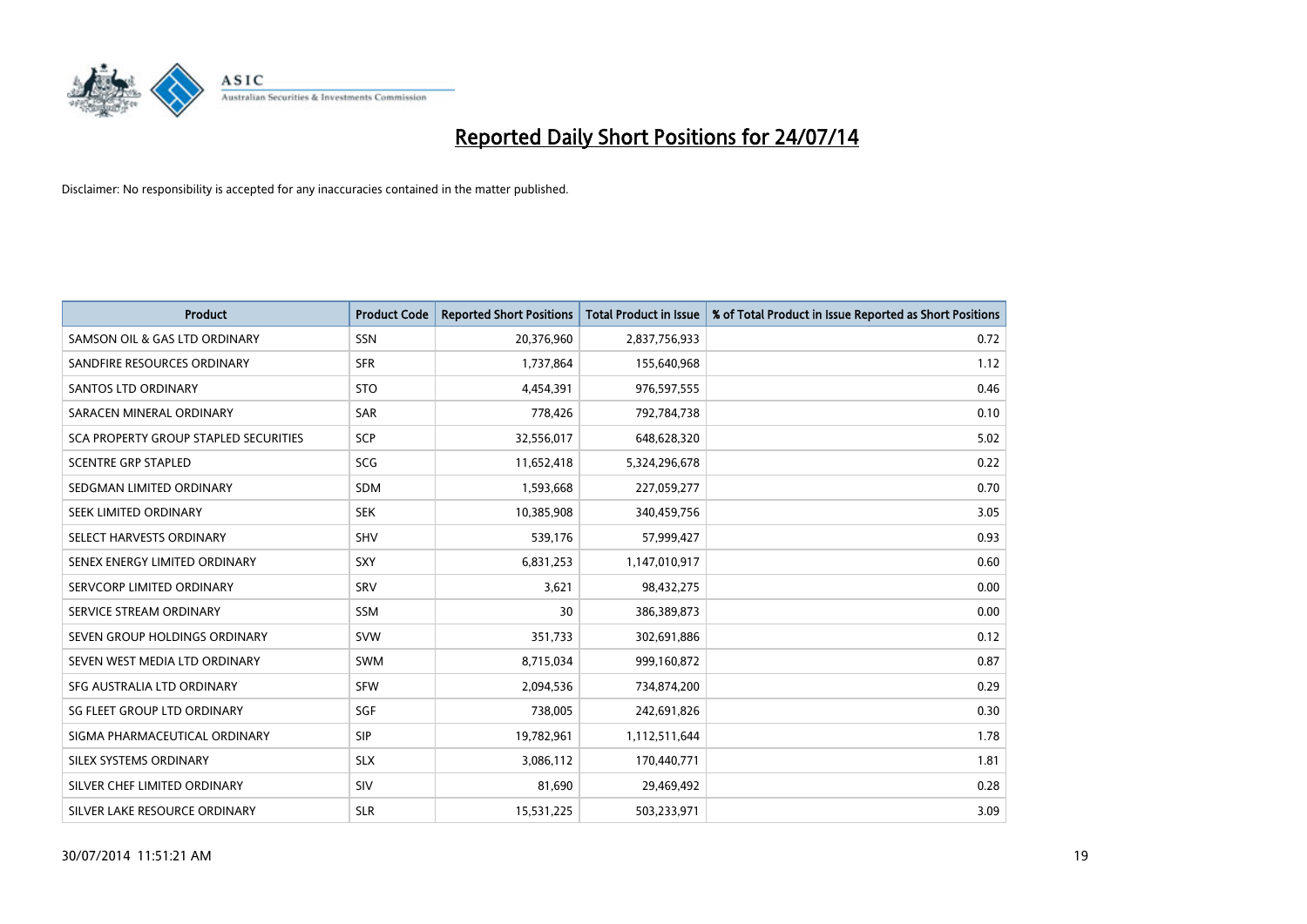# Reported Daily Short Positions for 24/07/14

Disclaimer: No responsibility is accepted for any inaccuracies contained in the matter published.

| Product | Product Code | Reported Short Positions | Total Product in Issue | % of Total Product in Issue Reported as Short Positions |
|---|---|---|---|---|
| SAMSON OIL & GAS LTD ORDINARY | SSN | 20,376,960 | 2,837,756,933 | 0.72 |
| SANDFIRE RESOURCES ORDINARY | SFR | 1,737,864 | 155,640,968 | 1.12 |
| SANTOS LTD ORDINARY | STO | 4,454,391 | 976,597,555 | 0.46 |
| SARACEN MINERAL ORDINARY | SAR | 778,426 | 792,784,738 | 0.10 |
| SCA PROPERTY GROUP STAPLED SECURITIES | SCP | 32,556,017 | 648,628,320 | 5.02 |
| SCENTRE GRP STAPLED | SCG | 11,652,418 | 5,324,296,678 | 0.22 |
| SEDGMAN LIMITED ORDINARY | SDM | 1,593,668 | 227,059,277 | 0.70 |
| SEEK LIMITED ORDINARY | SEK | 10,385,908 | 340,459,756 | 3.05 |
| SELECT HARVESTS ORDINARY | SHV | 539,176 | 57,999,427 | 0.93 |
| SENEX ENERGY LIMITED ORDINARY | SXY | 6,831,253 | 1,147,010,917 | 0.60 |
| SERVCORP LIMITED ORDINARY | SRV | 3,621 | 98,432,275 | 0.00 |
| SERVICE STREAM ORDINARY | SSM | 30 | 386,389,873 | 0.00 |
| SEVEN GROUP HOLDINGS ORDINARY | SVW | 351,733 | 302,691,886 | 0.12 |
| SEVEN WEST MEDIA LTD ORDINARY | SWM | 8,715,034 | 999,160,872 | 0.87 |
| SFG AUSTRALIA LTD ORDINARY | SFW | 2,094,536 | 734,874,200 | 0.29 |
| SG FLEET GROUP LTD ORDINARY | SGF | 738,005 | 242,691,826 | 0.30 |
| SIGMA PHARMACEUTICAL ORDINARY | SIP | 19,782,961 | 1,112,511,644 | 1.78 |
| SILEX SYSTEMS ORDINARY | SLX | 3,086,112 | 170,440,771 | 1.81 |
| SILVER CHEF LIMITED ORDINARY | SIV | 81,690 | 29,469,492 | 0.28 |
| SILVER LAKE RESOURCE ORDINARY | SLR | 15,531,225 | 503,233,971 | 3.09 |

30/07/2014 11:51:21 AM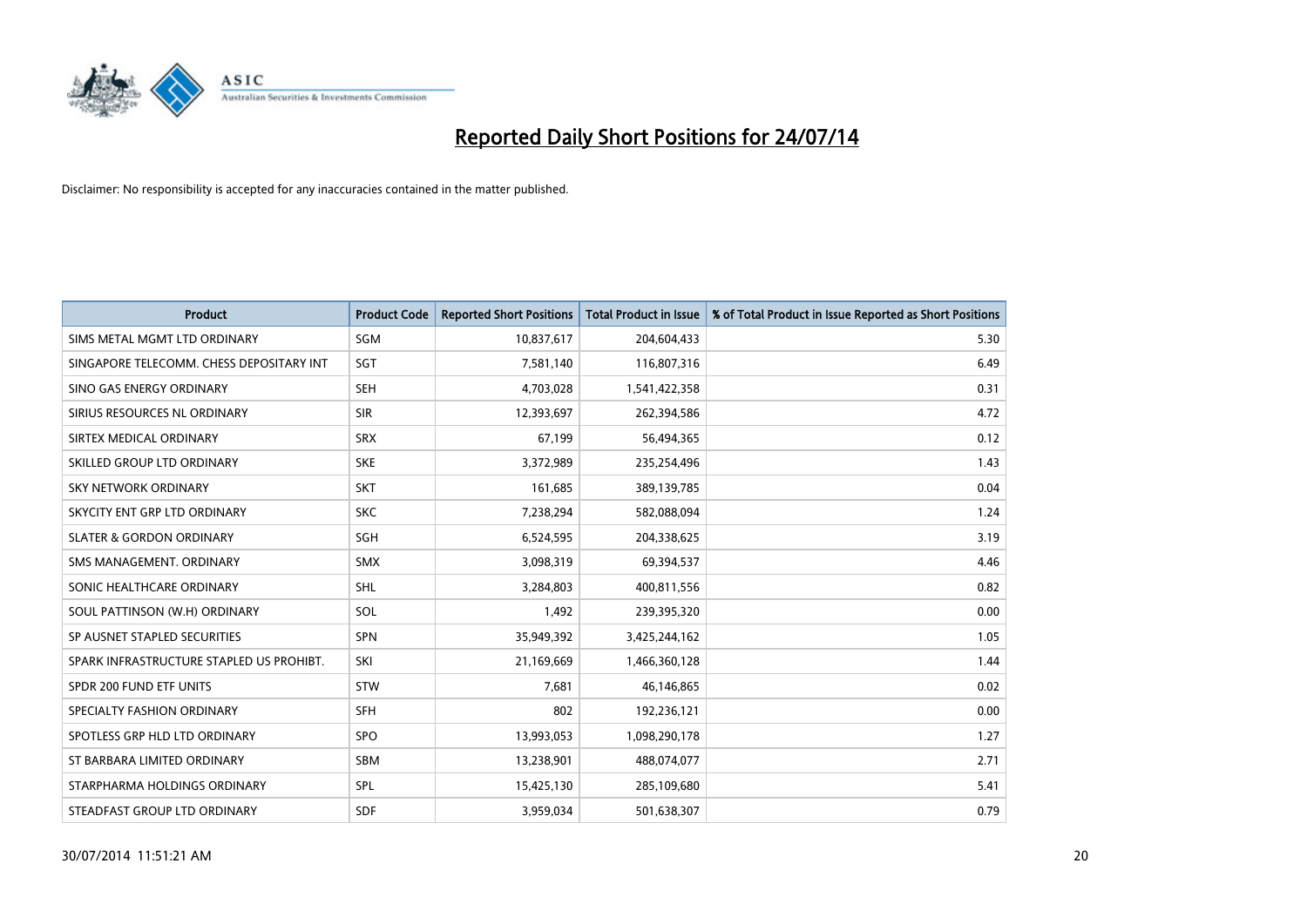# Reported Daily Short Positions for 24/07/14

Disclaimer: No responsibility is accepted for any inaccuracies contained in the matter published.

| Product | Product Code | Reported Short Positions | Total Product in Issue | % of Total Product in Issue Reported as Short Positions |
|---|---|---|---|---|
| SIMS METAL MGMT LTD ORDINARY | SGM | 10,837,617 | 204,604,433 | 5.30 |
| SINGAPORE TELECOMM. CHESS DEPOSITARY INT | SGT | 7,581,140 | 116,807,316 | 6.49 |
| SINO GAS ENERGY ORDINARY | SEH | 4,703,028 | 1,541,422,358 | 0.31 |
| SIRIUS RESOURCES NL ORDINARY | SIR | 12,393,697 | 262,394,586 | 4.72 |
| SIRTEX MEDICAL ORDINARY | SRX | 67,199 | 56,494,365 | 0.12 |
| SKILLED GROUP LTD ORDINARY | SKE | 3,372,989 | 235,254,496 | 1.43 |
| SKY NETWORK ORDINARY | SKT | 161,685 | 389,139,785 | 0.04 |
| SKYCITY ENT GRP LTD ORDINARY | SKC | 7,238,294 | 582,088,094 | 1.24 |
| SLATER & GORDON ORDINARY | SGH | 6,524,595 | 204,338,625 | 3.19 |
| SMS MANAGEMENT. ORDINARY | SMX | 3,098,319 | 69,394,537 | 4.46 |
| SONIC HEALTHCARE ORDINARY | SHL | 3,284,803 | 400,811,556 | 0.82 |
| SOUL PATTINSON (W.H) ORDINARY | SOL | 1,492 | 239,395,320 | 0.00 |
| SP AUSNET STAPLED SECURITIES | SPN | 35,949,392 | 3,425,244,162 | 1.05 |
| SPARK INFRASTRUCTURE STAPLED US PROHIBT. | SKI | 21,169,669 | 1,466,360,128 | 1.44 |
| SPDR 200 FUND ETF UNITS | STW | 7,681 | 46,146,865 | 0.02 |
| SPECIALTY FASHION ORDINARY | SFH | 802 | 192,236,121 | 0.00 |
| SPOTLESS GRP HLD LTD ORDINARY | SPO | 13,993,053 | 1,098,290,178 | 1.27 |
| ST BARBARA LIMITED ORDINARY | SBM | 13,238,901 | 488,074,077 | 2.71 |
| STARPHARMA HOLDINGS ORDINARY | SPL | 15,425,130 | 285,109,680 | 5.41 |
| STEADFAST GROUP LTD ORDINARY | SDF | 3,959,034 | 501,638,307 | 0.79 |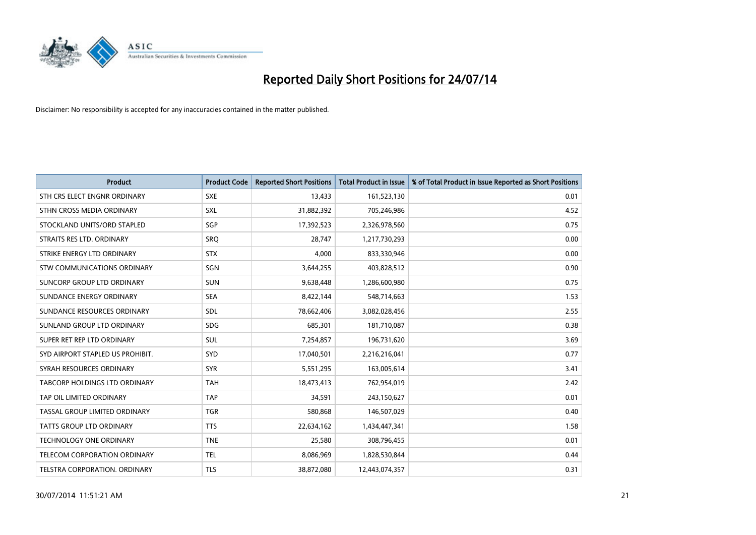# Reported Daily Short Positions for 24/07/14

Disclaimer: No responsibility is accepted for any inaccuracies contained in the matter published.

| Product | Product Code | Reported Short Positions | Total Product in Issue | % of Total Product in Issue Reported as Short Positions |
|---|---|---|---|---|
| STH CRS ELECT ENGNR ORDINARY | SXE | 13,433 | 161,523,130 | 0.01 |
| STHN CROSS MEDIA ORDINARY | SXL | 31,882,392 | 705,246,986 | 4.52 |
| STOCKLAND UNITS/ORD STAPLED | SGP | 17,392,523 | 2,326,978,560 | 0.75 |
| STRAITS RES LTD. ORDINARY | SRQ | 28,747 | 1,217,730,293 | 0.00 |
| STRIKE ENERGY LTD ORDINARY | STX | 4,000 | 833,330,946 | 0.00 |
| STW COMMUNICATIONS ORDINARY | SGN | 3,644,255 | 403,828,512 | 0.90 |
| SUNCORP GROUP LTD ORDINARY | SUN | 9,638,448 | 1,286,600,980 | 0.75 |
| SUNDANCE ENERGY ORDINARY | SEA | 8,422,144 | 548,714,663 | 1.53 |
| SUNDANCE RESOURCES ORDINARY | SDL | 78,662,406 | 3,082,028,456 | 2.55 |
| SUNLAND GROUP LTD ORDINARY | SDG | 685,301 | 181,710,087 | 0.38 |
| SUPER RET REP LTD ORDINARY | SUL | 7,254,857 | 196,731,620 | 3.69 |
| SYD AIRPORT STAPLED US PROHIBIT. | SYD | 17,040,501 | 2,216,216,041 | 0.77 |
| SYRAH RESOURCES ORDINARY | SYR | 5,551,295 | 163,005,614 | 3.41 |
| TABCORP HOLDINGS LTD ORDINARY | TAH | 18,473,413 | 762,954,019 | 2.42 |
| TAP OIL LIMITED ORDINARY | TAP | 34,591 | 243,150,627 | 0.01 |
| TASSAL GROUP LIMITED ORDINARY | TGR | 580,868 | 146,507,029 | 0.40 |
| TATTS GROUP LTD ORDINARY | TTS | 22,634,162 | 1,434,447,341 | 1.58 |
| TECHNOLOGY ONE ORDINARY | TNE | 25,580 | 308,796,455 | 0.01 |
| TELECOM CORPORATION ORDINARY | TEL | 8,086,969 | 1,828,530,844 | 0.44 |
| TELSTRA CORPORATION. ORDINARY | TLS | 38,872,080 | 12,443,074,357 | 0.31 |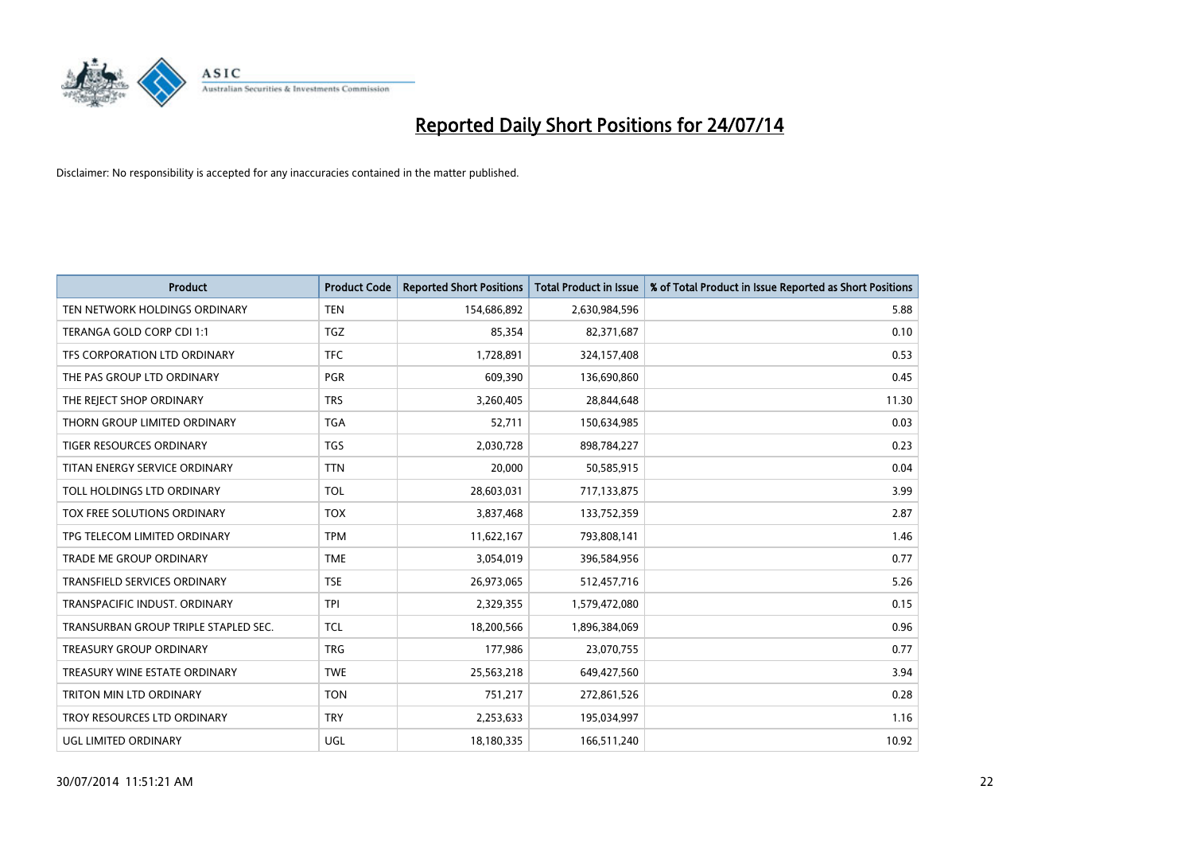# Reported Daily Short Positions for 24/07/14

Disclaimer: No responsibility is accepted for any inaccuracies contained in the matter published.

| Product | Product Code | Reported Short Positions | Total Product in Issue | % of Total Product in Issue Reported as Short Positions |
|---|---|---|---|---|
| TEN NETWORK HOLDINGS ORDINARY | TEN | 154,686,892 | 2,630,984,596 | 5.88 |
| TERANGA GOLD CORP CDI 1:1 | TGZ | 85,354 | 82,371,687 | 0.10 |
| TFS CORPORATION LTD ORDINARY | TFC | 1,728,891 | 324,157,408 | 0.53 |
| THE PAS GROUP LTD ORDINARY | PGR | 609,390 | 136,690,860 | 0.45 |
| THE REJECT SHOP ORDINARY | TRS | 3,260,405 | 28,844,648 | 11.30 |
| THORN GROUP LIMITED ORDINARY | TGA | 52,711 | 150,634,985 | 0.03 |
| TIGER RESOURCES ORDINARY | TGS | 2,030,728 | 898,784,227 | 0.23 |
| TITAN ENERGY SERVICE ORDINARY | TTN | 20,000 | 50,585,915 | 0.04 |
| TOLL HOLDINGS LTD ORDINARY | TOL | 28,603,031 | 717,133,875 | 3.99 |
| TOX FREE SOLUTIONS ORDINARY | TOX | 3,837,468 | 133,752,359 | 2.87 |
| TPG TELECOM LIMITED ORDINARY | TPM | 11,622,167 | 793,808,141 | 1.46 |
| TRADE ME GROUP ORDINARY | TME | 3,054,019 | 396,584,956 | 0.77 |
| TRANSFIELD SERVICES ORDINARY | TSE | 26,973,065 | 512,457,716 | 5.26 |
| TRANSPACIFIC INDUST. ORDINARY | TPI | 2,329,355 | 1,579,472,080 | 0.15 |
| TRANSURBAN GROUP TRIPLE STAPLED SEC. | TCL | 18,200,566 | 1,896,384,069 | 0.96 |
| TREASURY GROUP ORDINARY | TRG | 177,986 | 23,070,755 | 0.77 |
| TREASURY WINE ESTATE ORDINARY | TWE | 25,563,218 | 649,427,560 | 3.94 |
| TRITON MIN LTD ORDINARY | TON | 751,217 | 272,861,526 | 0.28 |
| TROY RESOURCES LTD ORDINARY | TRY | 2,253,633 | 195,034,997 | 1.16 |
| UGL LIMITED ORDINARY | UGL | 18,180,335 | 166,511,240 | 10.92 |

30/07/2014 11:51:21 AM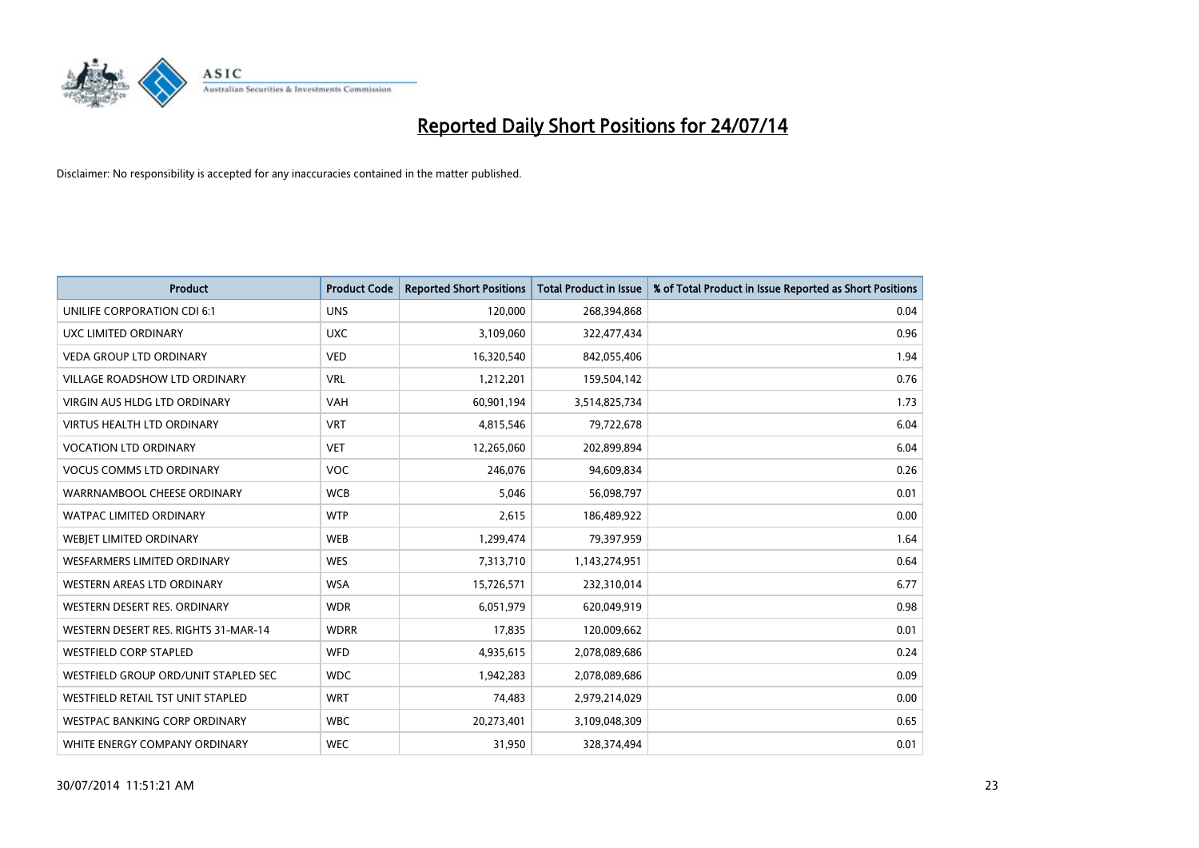# Reported Daily Short Positions for 24/07/14

Disclaimer: No responsibility is accepted for any inaccuracies contained in the matter published.

| Product | Product Code | Reported Short Positions | Total Product in Issue | % of Total Product in Issue Reported as Short Positions |
| --- | --- | --- | --- | --- |
| UNILIFE CORPORATION CDI 6:1 | UNS | 120,000 | 268,394,868 | 0.04 |
| UXC LIMITED ORDINARY | UXC | 3,109,060 | 322,477,434 | 0.96 |
| VEDA GROUP LTD ORDINARY | VED | 16,320,540 | 842,055,406 | 1.94 |
| VILLAGE ROADSHOW LTD ORDINARY | VRL | 1,212,201 | 159,504,142 | 0.76 |
| VIRGIN AUS HLDG LTD ORDINARY | VAH | 60,901,194 | 3,514,825,734 | 1.73 |
| VIRTUS HEALTH LTD ORDINARY | VRT | 4,815,546 | 79,722,678 | 6.04 |
| VOCATION LTD ORDINARY | VET | 12,265,060 | 202,899,894 | 6.04 |
| VOCUS COMMS LTD ORDINARY | VOC | 246,076 | 94,609,834 | 0.26 |
| WARRNAMBOOL CHEESE ORDINARY | WCB | 5,046 | 56,098,797 | 0.01 |
| WATPAC LIMITED ORDINARY | WTP | 2,615 | 186,489,922 | 0.00 |
| WEBJET LIMITED ORDINARY | WEB | 1,299,474 | 79,397,959 | 1.64 |
| WESFARMERS LIMITED ORDINARY | WES | 7,313,710 | 1,143,274,951 | 0.64 |
| WESTERN AREAS LTD ORDINARY | WSA | 15,726,571 | 232,310,014 | 6.77 |
| WESTERN DESERT RES. ORDINARY | WDR | 6,051,979 | 620,049,919 | 0.98 |
| WESTERN DESERT RES. RIGHTS 31-MAR-14 | WDRR | 17,835 | 120,009,662 | 0.01 |
| WESTFIELD CORP STAPLED | WFD | 4,935,615 | 2,078,089,686 | 0.24 |
| WESTFIELD GROUP ORD/UNIT STAPLED SEC | WDC | 1,942,283 | 2,078,089,686 | 0.09 |
| WESTFIELD RETAIL TST UNIT STAPLED | WRT | 74,483 | 2,979,214,029 | 0.00 |
| WESTPAC BANKING CORP ORDINARY | WBC | 20,273,401 | 3,109,048,309 | 0.65 |
| WHITE ENERGY COMPANY ORDINARY | WEC | 31,950 | 328,374,494 | 0.01 |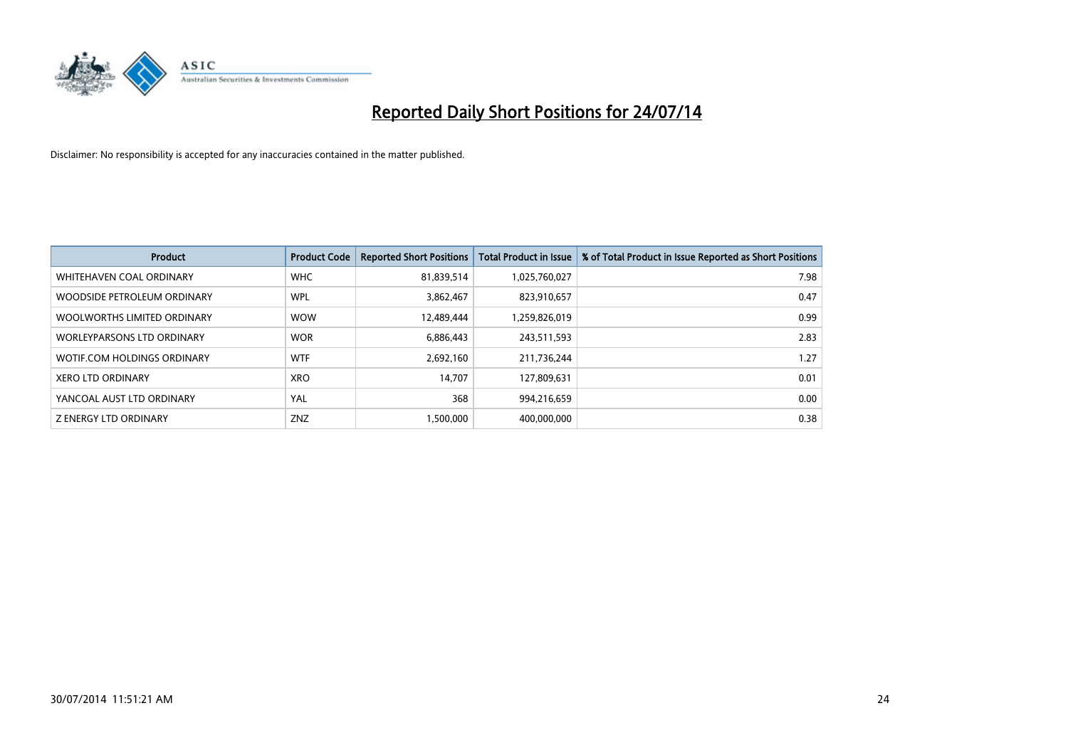# Reported Daily Short Positions for 24/07/14

Disclaimer: No responsibility is accepted for any inaccuracies contained in the matter published.

| Product | Product Code | Reported Short Positions | Total Product in Issue | % of Total Product in Issue Reported as Short Positions |
|---|---|---|---|---|
| WHITEHAVEN COAL ORDINARY | WHC | 81,839,514 | 1,025,760,027 | 7.98 |
| WOODSIDE PETROLEUM ORDINARY | WPL | 3,862,467 | 823,910,657 | 0.47 |
| WOOLWORTHS LIMITED ORDINARY | WOW | 12,489,444 | 1,259,826,019 | 0.99 |
| WORLEYPARSONS LTD ORDINARY | WOR | 6,886,443 | 243,511,593 | 2.83 |
| WOTIF.COM HOLDINGS ORDINARY | WTF | 2,692,160 | 211,736,244 | 1.27 |
| XERO LTD ORDINARY | XRO | 14,707 | 127,809,631 | 0.01 |
| YANCOAL AUST LTD ORDINARY | YAL | 368 | 994,216,659 | 0.00 |
| Z ENERGY LTD ORDINARY | ZNZ | 1,500,000 | 400,000,000 | 0.38 |

30/07/2014 11:51:21 AM